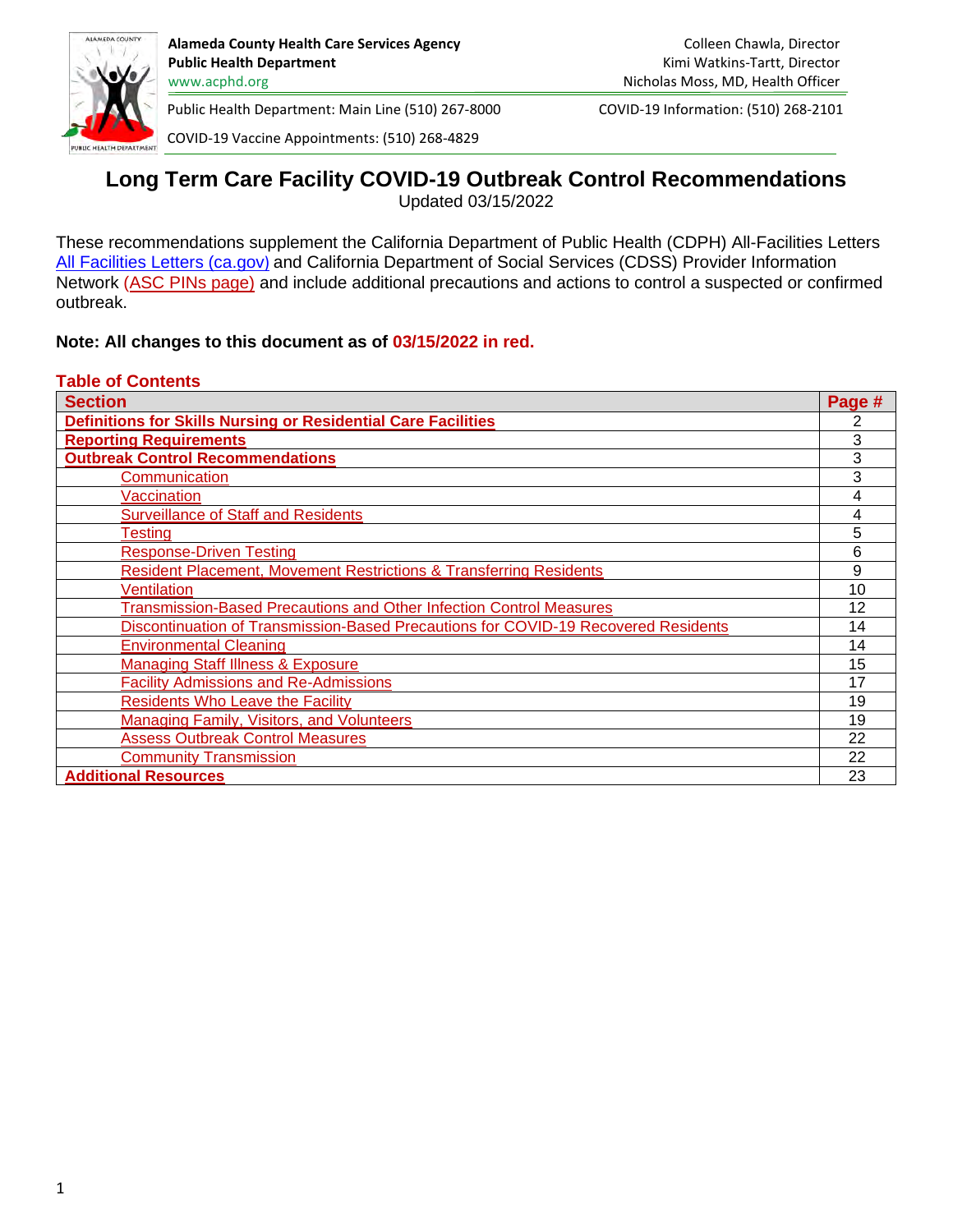**Alameda County Health Care Services Agency**
**Public Health Department**
www.acphd.org

Colleen Chawla, Director
Kimi Watkins-Tartt, Director
Nicholas Moss, MD, Health Officer

Public Health Department: Main Line (510) 267-8000
COVID-19 Information: (510) 268-2101
COVID-19 Vaccine Appointments: (510) 268-4829

# Long Term Care Facility COVID-19 Outbreak Control Recommendations

Updated 03/15/2022

These recommendations supplement the California Department of Public Health (CDPH) All-Facilities Letters [All Facilities Letters (ca.gov)] and California Department of Social Services (CDSS) Provider Information Network [(ASC PINs page)] and include additional precautions and actions to control a suspected or confirmed outbreak.

**Note: All changes to this document as of 03/15/2022 in red.**

## Table of Contents

| Section | Page # |
|---|---|
| **Definitions for Skills Nursing or Residential Care Facilities** | 2 |
| **Reporting Requirements** | 3 |
| **Outbreak Control Recommendations** | 3 |
| Communication | 3 |
| Vaccination | 4 |
| Surveillance of Staff and Residents | 4 |
| Testing | 5 |
| Response-Driven Testing | 6 |
| Resident Placement, Movement Restrictions & Transferring Residents | 9 |
| Ventilation | 10 |
| Transmission-Based Precautions and Other Infection Control Measures | 12 |
| Discontinuation of Transmission-Based Precautions for COVID-19 Recovered Residents | 14 |
| Environmental Cleaning | 14 |
| Managing Staff Illness & Exposure | 15 |
| Facility Admissions and Re-Admissions | 17 |
| Residents Who Leave the Facility | 19 |
| Managing Family, Visitors, and Volunteers | 19 |
| Assess Outbreak Control Measures | 22 |
| Community Transmission | 22 |
| **Additional Resources** | 23 |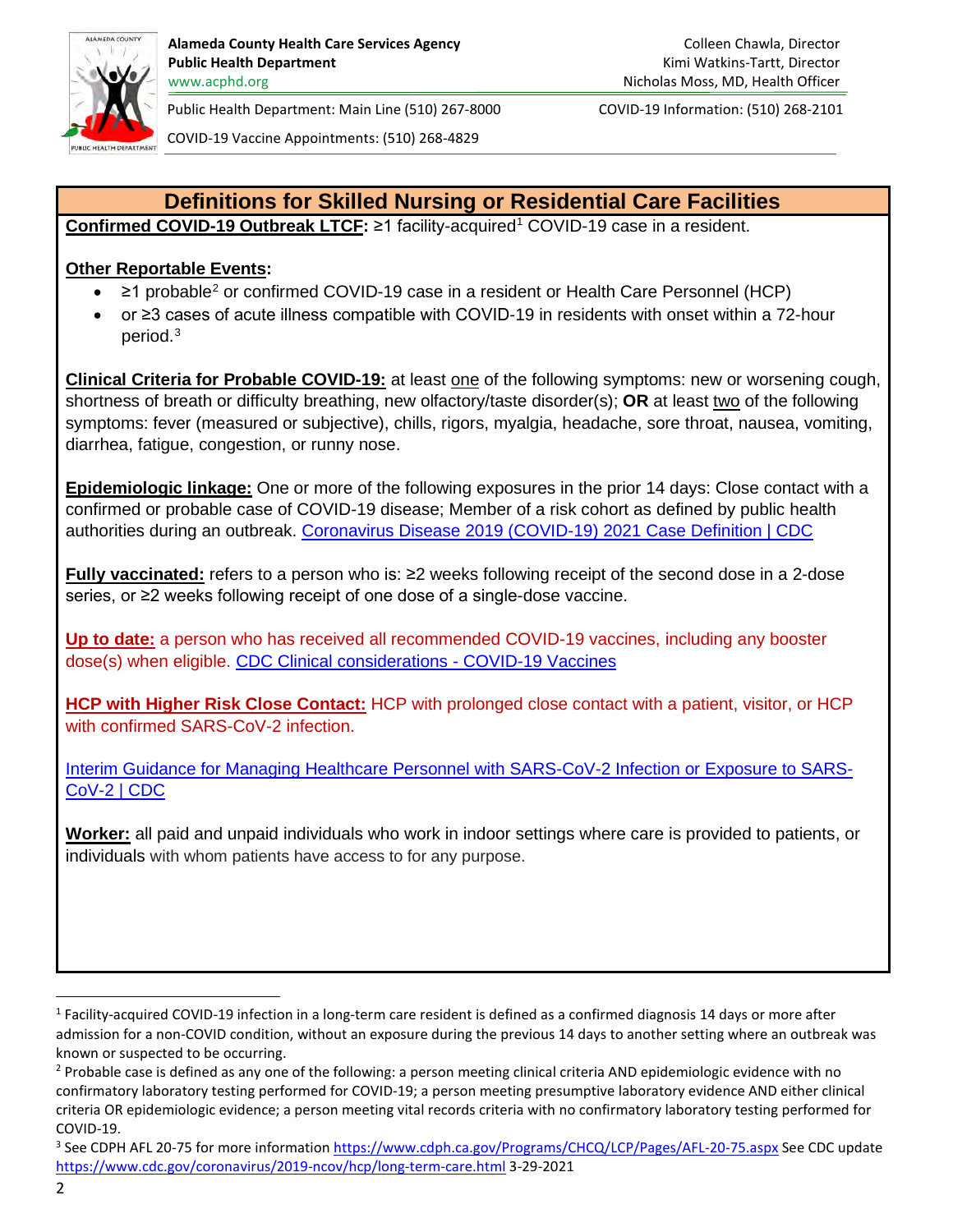Alameda County Health Care Services Agency
Public Health Department
www.acphd.org

Colleen Chawla, Director
Kimi Watkins-Tartt, Director
Nicholas Moss, MD, Health Officer

Public Health Department: Main Line (510) 267-8000
COVID-19 Information: (510) 268-2101
COVID-19 Vaccine Appointments: (510) 268-4829

## Definitions for Skilled Nursing or Residential Care Facilities

**Confirmed COVID-19 Outbreak LTCF:** ≥1 facility-acquired[1] COVID-19 case in a resident.

**Other Reportable Events:**

- ≥1 probable[2] or confirmed COVID-19 case in a resident or Health Care Personnel (HCP)
- or ≥3 cases of acute illness compatible with COVID-19 in residents with onset within a 72-hour period.[3]

**Clinical Criteria for Probable COVID-19:** at least one of the following symptoms: new or worsening cough, shortness of breath or difficulty breathing, new olfactory/taste disorder(s); **OR** at least two of the following symptoms: fever (measured or subjective), chills, rigors, myalgia, headache, sore throat, nausea, vomiting, diarrhea, fatigue, congestion, or runny nose.

**Epidemiologic linkage:** One or more of the following exposures in the prior 14 days: Close contact with a confirmed or probable case of COVID-19 disease; Member of a risk cohort as defined by public health authorities during an outbreak. [Coronavirus Disease 2019 (COVID-19) 2021 Case Definition | CDC]

**Fully vaccinated:** refers to a person who is: ≥2 weeks following receipt of the second dose in a 2-dose series, or ≥2 weeks following receipt of one dose of a single-dose vaccine.

**Up to date:** a person who has received all recommended COVID-19 vaccines, including any booster dose(s) when eligible. [CDC Clinical considerations - COVID-19 Vaccines]

**HCP with Higher Risk Close Contact:** HCP with prolonged close contact with a patient, visitor, or HCP with confirmed SARS-CoV-2 infection.

[Interim Guidance for Managing Healthcare Personnel with SARS-CoV-2 Infection or Exposure to SARS-CoV-2 | CDC]

**Worker:** all paid and unpaid individuals who work in indoor settings where care is provided to patients, or individuals with whom patients have access to for any purpose.

---

[1] Facility-acquired COVID-19 infection in a long-term care resident is defined as a confirmed diagnosis 14 days or more after admission for a non-COVID condition, without an exposure during the previous 14 days to another setting where an outbreak was known or suspected to be occurring.

[2] Probable case is defined as any one of the following: a person meeting clinical criteria AND epidemiologic evidence with no confirmatory laboratory testing performed for COVID-19; a person meeting presumptive laboratory evidence AND either clinical criteria OR epidemiologic evidence; a person meeting vital records criteria with no confirmatory laboratory testing performed for COVID-19.

[3] See CDPH AFL 20-75 for more information https://www.cdph.ca.gov/Programs/CHCQ/LCP/Pages/AFL-20-75.aspx See CDC update https://www.cdc.gov/coronavirus/2019-ncov/hcp/long-term-care.html 3-29-2021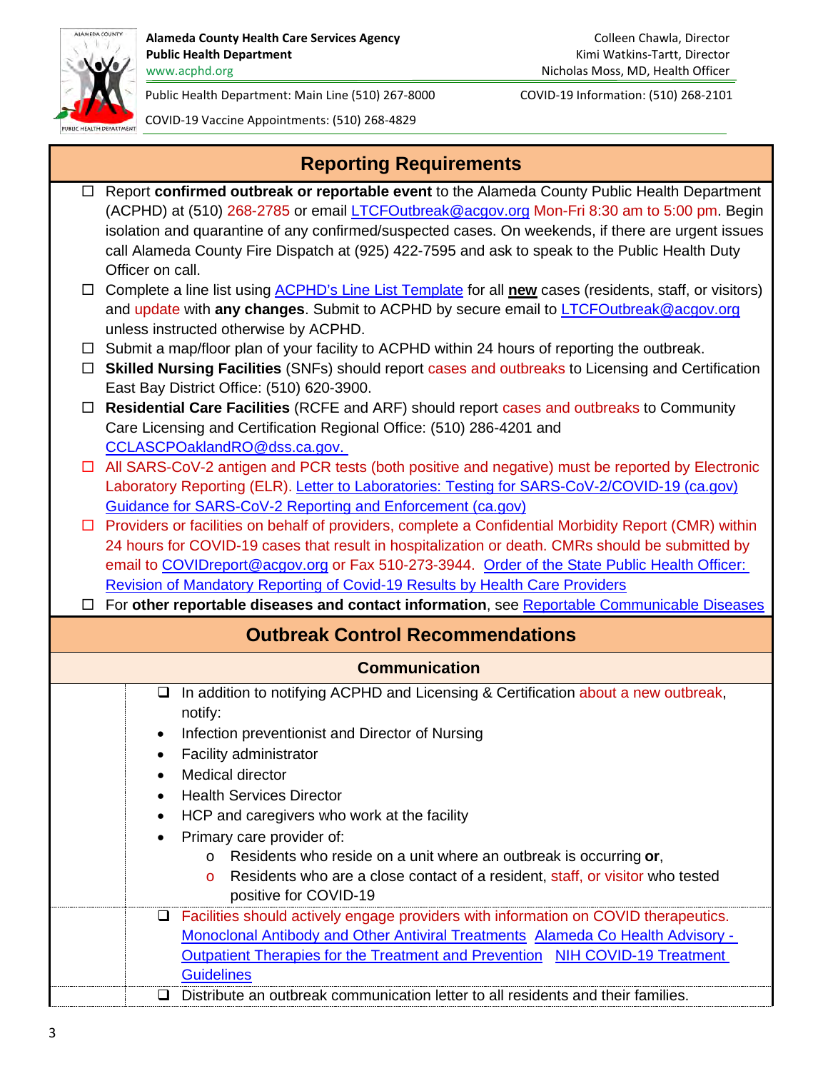**Alameda County Health Care Services Agency**
**Public Health Department**
www.acphd.org

Colleen Chawla, Director
Kimi Watkins-Tartt, Director
Nicholas Moss, MD, Health Officer

Public Health Department: Main Line (510) 267-8000
COVID-19 Information: (510) 268-2101
COVID-19 Vaccine Appointments: (510) 268-4829

## Reporting Requirements

- ☐ Report **confirmed outbreak or reportable event** to the Alameda County Public Health Department (ACPHD) at (510) 268-2785 or email LTCFOutbreak@acgov.org Mon-Fri 8:30 am to 5:00 pm. Begin isolation and quarantine of any confirmed/suspected cases. On weekends, if there are urgent issues call Alameda County Fire Dispatch at (925) 422-7595 and ask to speak to the Public Health Duty Officer on call.
- ☐ Complete a line list using ACPHD's Line List Template for all **new** cases (residents, staff, or visitors) and update with **any changes**. Submit to ACPHD by secure email to LTCFOutbreak@acgov.org unless instructed otherwise by ACPHD.
- ☐ Submit a map/floor plan of your facility to ACPHD within 24 hours of reporting the outbreak.
- ☐ **Skilled Nursing Facilities** (SNFs) should report cases and outbreaks to Licensing and Certification East Bay District Office: (510) 620-3900.
- ☐ **Residential Care Facilities** (RCFE and ARF) should report cases and outbreaks to Community Care Licensing and Certification Regional Office: (510) 286-4201 and CCLASCPOaklandRO@dss.ca.gov.
- ☐ All SARS-CoV-2 antigen and PCR tests (both positive and negative) must be reported by Electronic Laboratory Reporting (ELR). Letter to Laboratories: Testing for SARS-CoV-2/COVID-19 (ca.gov) Guidance for SARS-CoV-2 Reporting and Enforcement (ca.gov)
- ☐ Providers or facilities on behalf of providers, complete a Confidential Morbidity Report (CMR) within 24 hours for COVID-19 cases that result in hospitalization or death. CMRs should be submitted by email to COVIDreport@acgov.org or Fax 510-273-3944. Order of the State Public Health Officer: Revision of Mandatory Reporting of Covid-19 Results by Health Care Providers
- ☐ For **other reportable diseases and contact information**, see Reportable Communicable Diseases

## Outbreak Control Recommendations

### Communication

- ❑ In addition to notifying ACPHD and Licensing & Certification about a new outbreak, notify:
  - Infection preventionist and Director of Nursing
  - Facility administrator
  - Medical director
  - Health Services Director
  - HCP and caregivers who work at the facility
  - Primary care provider of:
    - Residents who reside on a unit where an outbreak is occurring **or**,
    - Residents who are a close contact of a resident, staff, or visitor who tested positive for COVID-19
- ❑ Facilities should actively engage providers with information on COVID therapeutics. Monoclonal Antibody and Other Antiviral Treatments Alameda Co Health Advisory - Outpatient Therapies for the Treatment and Prevention NIH COVID-19 Treatment Guidelines
- ❑ Distribute an outbreak communication letter to all residents and their families.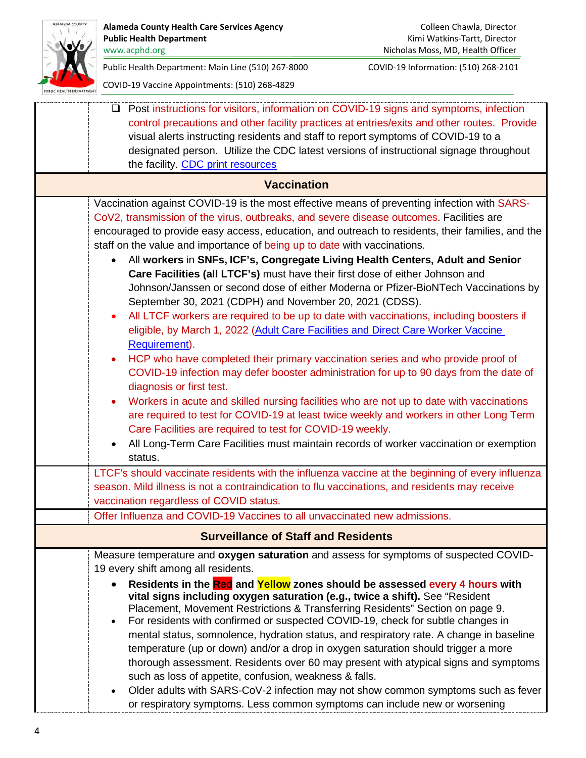- ☐ Post instructions for visitors, information on COVID-19 signs and symptoms, infection control precautions and other facility practices at entries/exits and other routes. Provide visual alerts instructing residents and staff to report symptoms of COVID-19 to a designated person. Utilize the CDC latest versions of instructional signage throughout the facility. CDC print resources

## Vaccination

Vaccination against COVID-19 is the most effective means of preventing infection with SARS-CoV2, transmission of the virus, outbreaks, and severe disease outcomes. Facilities are encouraged to provide easy access, education, and outreach to residents, their families, and the staff on the value and importance of being up to date with vaccinations.

- All **workers** in **SNFs, ICF's, Congregate Living Health Centers, Adult and Senior Care Facilities (all LTCF's)** must have their first dose of either Johnson and Johnson/Janssen or second dose of either Moderna or Pfizer-BioNTech Vaccinations by September 30, 2021 (CDPH) and November 20, 2021 (CDSS).
- All LTCF workers are required to be up to date with vaccinations, including boosters if eligible, by March 1, 2022 (Adult Care Facilities and Direct Care Worker Vaccine Requirement).
- HCP who have completed their primary vaccination series and who provide proof of COVID-19 infection may defer booster administration for up to 90 days from the date of diagnosis or first test.
- Workers in acute and skilled nursing facilities who are not up to date with vaccinations are required to test for COVID-19 at least twice weekly and workers in other Long Term Care Facilities are required to test for COVID-19 weekly.
- All Long-Term Care Facilities must maintain records of worker vaccination or exemption status.

LTCF's should vaccinate residents with the influenza vaccine at the beginning of every influenza season. Mild illness is not a contraindication to flu vaccinations, and residents may receive vaccination regardless of COVID status.

Offer Influenza and COVID-19 Vaccines to all unvaccinated new admissions.

## Surveillance of Staff and Residents

Measure temperature and **oxygen saturation** and assess for symptoms of suspected COVID-19 every shift among all residents.

- **Residents in the Red and Yellow zones should be assessed every 4 hours with vital signs including oxygen saturation (e.g., twice a shift).** See "Resident Placement, Movement Restrictions & Transferring Residents" Section on page 9.
- For residents with confirmed or suspected COVID-19, check for subtle changes in mental status, somnolence, hydration status, and respiratory rate. A change in baseline temperature (up or down) and/or a drop in oxygen saturation should trigger a more thorough assessment. Residents over 60 may present with atypical signs and symptoms such as loss of appetite, confusion, weakness & falls.
- Older adults with SARS-CoV-2 infection may not show common symptoms such as fever or respiratory symptoms. Less common symptoms can include new or worsening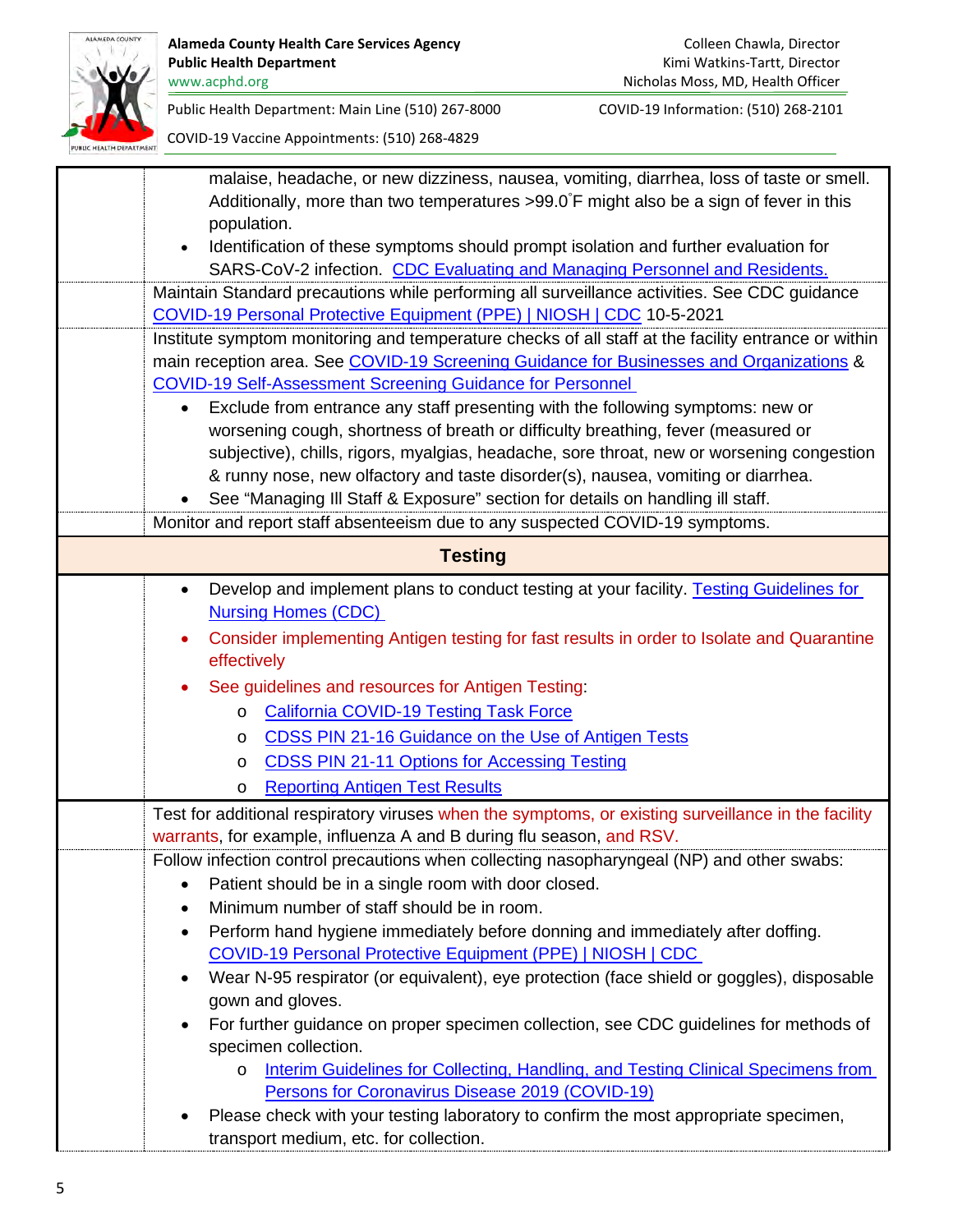| | |
|---|---|
| | malaise, headache, or new dizziness, nausea, vomiting, diarrhea, loss of taste or smell. Additionally, more than two temperatures >99.0°F might also be a sign of fever in this population.<br>• Identification of these symptoms should prompt isolation and further evaluation for SARS-CoV-2 infection. CDC Evaluating and Managing Personnel and Residents. |
| | Maintain Standard precautions while performing all surveillance activities. See CDC guidance COVID-19 Personal Protective Equipment (PPE) \| NIOSH \| CDC 10-5-2021 |
| | Institute symptom monitoring and temperature checks of all staff at the facility entrance or within main reception area. See COVID-19 Screening Guidance for Businesses and Organizations & COVID-19 Self-Assessment Screening Guidance for Personnel<br>• Exclude from entrance any staff presenting with the following symptoms: new or worsening cough, shortness of breath or difficulty breathing, fever (measured or subjective), chills, rigors, myalgias, headache, sore throat, new or worsening congestion & runny nose, new olfactory and taste disorder(s), nausea, vomiting or diarrhea.<br>• See "Managing Ill Staff & Exposure" section for details on handling ill staff. |
| | Monitor and report staff absenteeism due to any suspected COVID-19 symptoms. |
| **Testing** | |
| | • Develop and implement plans to conduct testing at your facility. Testing Guidelines for Nursing Homes (CDC)<br>• Consider implementing Antigen testing for fast results in order to Isolate and Quarantine effectively<br>• See guidelines and resources for Antigen Testing:<br>  o California COVID-19 Testing Task Force<br>  o CDSS PIN 21-16 Guidance on the Use of Antigen Tests<br>  o CDSS PIN 21-11 Options for Accessing Testing<br>  o Reporting Antigen Test Results |
| | Test for additional respiratory viruses when the symptoms, or existing surveillance in the facility warrants, for example, influenza A and B during flu season, and RSV. |
| | Follow infection control precautions when collecting nasopharyngeal (NP) and other swabs:<br>• Patient should be in a single room with door closed.<br>• Minimum number of staff should be in room.<br>• Perform hand hygiene immediately before donning and immediately after doffing. COVID-19 Personal Protective Equipment (PPE) \| NIOSH \| CDC<br>• Wear N-95 respirator (or equivalent), eye protection (face shield or goggles), disposable gown and gloves.<br>• For further guidance on proper specimen collection, see CDC guidelines for methods of specimen collection.<br>  o Interim Guidelines for Collecting, Handling, and Testing Clinical Specimens from Persons for Coronavirus Disease 2019 (COVID-19)<br>• Please check with your testing laboratory to confirm the most appropriate specimen, transport medium, etc. for collection. |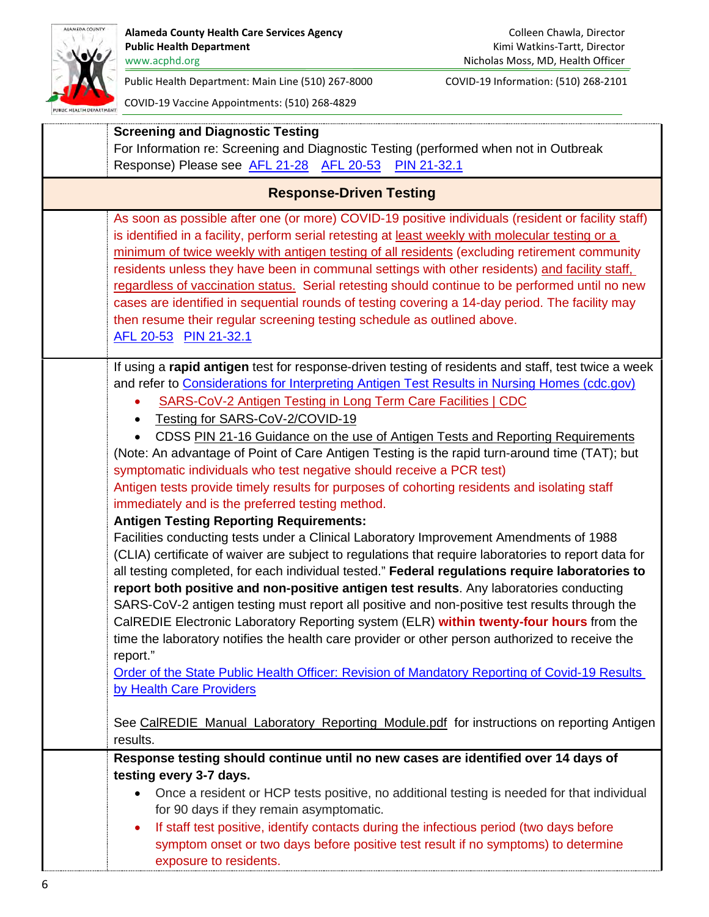**Screening and Diagnostic Testing**

For Information re: Screening and Diagnostic Testing (performed when not in Outbreak Response) Please see AFL 21-28 AFL 20-53 PIN 21-32.1

## Response-Driven Testing

As soon as possible after one (or more) COVID-19 positive individuals (resident or facility staff) is identified in a facility, perform serial retesting at least weekly with molecular testing or a minimum of twice weekly with antigen testing of all residents (excluding retirement community residents unless they have been in communal settings with other residents) and facility staff, regardless of vaccination status. Serial retesting should continue to be performed until no new cases are identified in sequential rounds of testing covering a 14-day period. The facility may then resume their regular screening testing schedule as outlined above.
AFL 20-53 PIN 21-32.1

If using a **rapid antigen** test for response-driven testing of residents and staff, test twice a week and refer to Considerations for Interpreting Antigen Test Results in Nursing Homes (cdc.gov)

- SARS-CoV-2 Antigen Testing in Long Term Care Facilities | CDC
- Testing for SARS-CoV-2/COVID-19
- CDSS PIN 21-16 Guidance on the use of Antigen Tests and Reporting Requirements

(Note: An advantage of Point of Care Antigen Testing is the rapid turn-around time (TAT); but symptomatic individuals who test negative should receive a PCR test)
Antigen tests provide timely results for purposes of cohorting residents and isolating staff immediately and is the preferred testing method.

**Antigen Testing Reporting Requirements:**

Facilities conducting tests under a Clinical Laboratory Improvement Amendments of 1988 (CLIA) certificate of waiver are subject to regulations that require laboratories to report data for all testing completed, for each individual tested." **Federal regulations require laboratories to report both positive and non-positive antigen test results**. Any laboratories conducting SARS-CoV-2 antigen testing must report all positive and non-positive test results through the CalREDIE Electronic Laboratory Reporting system (ELR) **within twenty-four hours** from the time the laboratory notifies the health care provider or other person authorized to receive the report."
Order of the State Public Health Officer: Revision of Mandatory Reporting of Covid-19 Results by Health Care Providers

See CalREDIE_Manual_Laboratory_Reporting_Module.pdf for instructions on reporting Antigen results.

**Response testing should continue until no new cases are identified over 14 days of testing every 3-7 days.**

- Once a resident or HCP tests positive, no additional testing is needed for that individual for 90 days if they remain asymptomatic.
- If staff test positive, identify contacts during the infectious period (two days before symptom onset or two days before positive test result if no symptoms) to determine exposure to residents.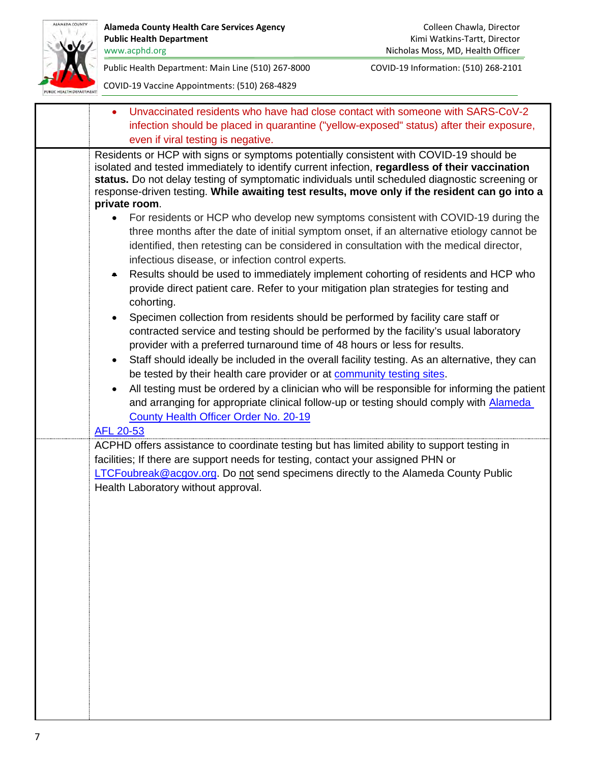Alameda County Health Care Services Agency
Public Health Department
www.acphd.org

Colleen Chawla, Director
Kimi Watkins-Tartt, Director
Nicholas Moss, MD, Health Officer

Public Health Department: Main Line (510) 267-8000

COVID-19 Information: (510) 268-2101

COVID-19 Vaccine Appointments: (510) 268-4829

| | |
|---|---|
| | • Unvaccinated residents who have had close contact with someone with SARS-CoV-2 infection should be placed in quarantine ("yellow-exposed" status) after their exposure, even if viral testing is negative. |
| | Residents or HCP with signs or symptoms potentially consistent with COVID-19 should be isolated and tested immediately to identify current infection, **regardless of their vaccination status.** Do not delay testing of symptomatic individuals until scheduled diagnostic screening or response-driven testing. **While awaiting test results, move only if the resident can go into a private room**.<br>• For residents or HCP who develop new symptoms consistent with COVID-19 during the three months after the date of initial symptom onset, if an alternative etiology cannot be identified, then retesting can be considered in consultation with the medical director, infectious disease, or infection control experts.<br>• Results should be used to immediately implement cohorting of residents and HCP who provide direct patient care. Refer to your mitigation plan strategies for testing and cohorting.<br>• Specimen collection from residents should be performed by facility care staff or contracted service and testing should be performed by the facility's usual laboratory provider with a preferred turnaround time of 48 hours or less for results.<br>• Staff should ideally be included in the overall facility testing. As an alternative, they can be tested by their health care provider or at community testing sites.<br>• All testing must be ordered by a clinician who will be responsible for informing the patient and arranging for appropriate clinical follow-up or testing should comply with Alameda County Health Officer Order No. 20-19<br>AFL 20-53 |
| | ACPHD offers assistance to coordinate testing but has limited ability to support testing in facilities; If there are support needs for testing, contact your assigned PHN or LTCFoubreak@acgov.org. Do not send specimens directly to the Alameda County Public Health Laboratory without approval. |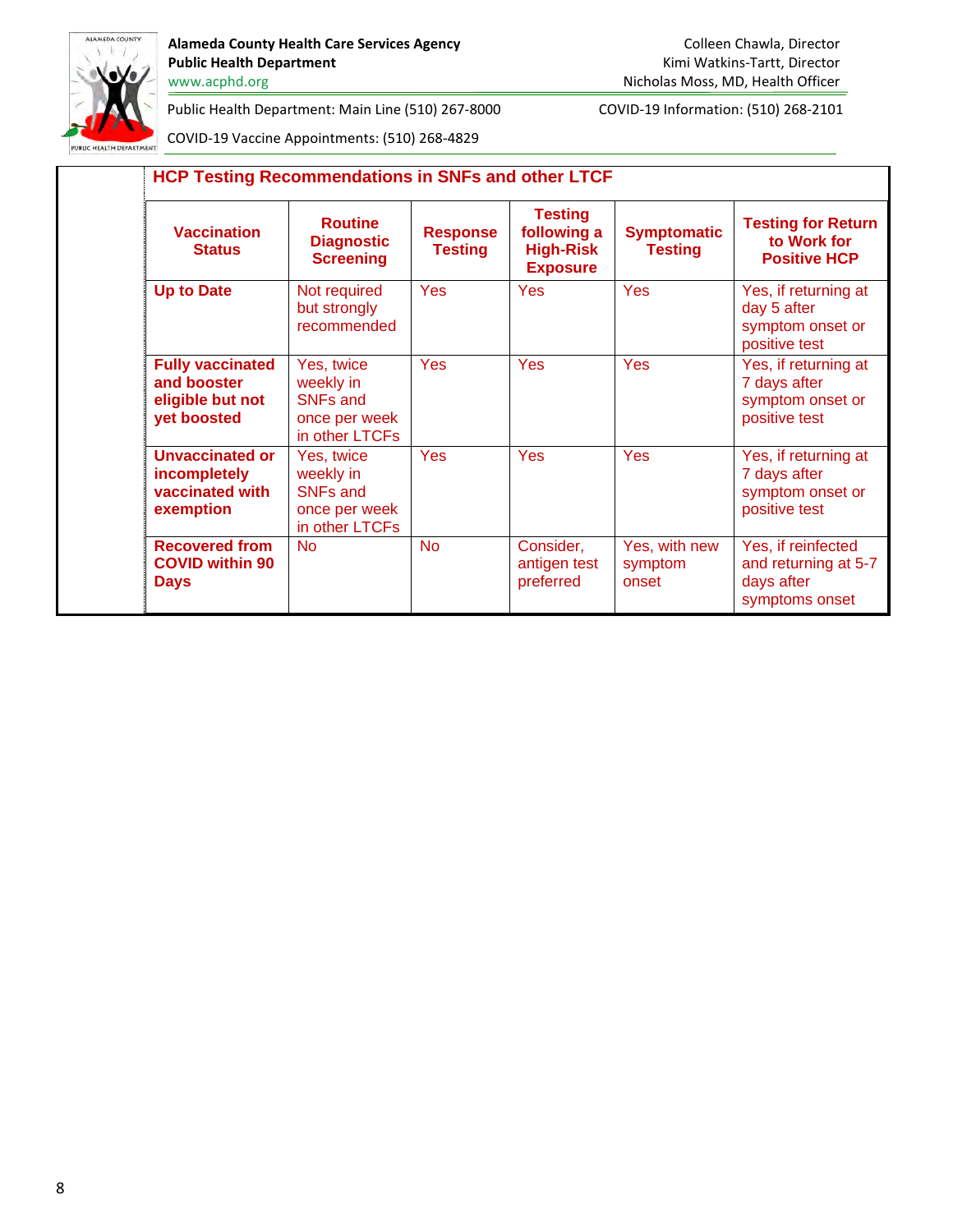**Alameda County Health Care Services Agency**
**Public Health Department**
www.acphd.org

Colleen Chawla, Director
Kimi Watkins-Tartt, Director
Nicholas Moss, MD, Health Officer

Public Health Department: Main Line (510) 267-8000
COVID-19 Information: (510) 268-2101
COVID-19 Vaccine Appointments: (510) 268-4829

## HCP Testing Recommendations in SNFs and other LTCF

| Vaccination Status | Routine Diagnostic Screening | Response Testing | Testing following a High-Risk Exposure | Symptomatic Testing | Testing for Return to Work for Positive HCP |
|---|---|---|---|---|---|
| **Up to Date** | Not required but strongly recommended | Yes | Yes | Yes | Yes, if returning at day 5 after symptom onset or positive test |
| **Fully vaccinated and booster eligible but not yet boosted** | Yes, twice weekly in SNFs and once per week in other LTCFs | Yes | Yes | Yes | Yes, if returning at 7 days after symptom onset or positive test |
| **Unvaccinated or incompletely vaccinated with exemption** | Yes, twice weekly in SNFs and once per week in other LTCFs | Yes | Yes | Yes | Yes, if returning at 7 days after symptom onset or positive test |
| **Recovered from COVID within 90 Days** | No | No | Consider, antigen test preferred | Yes, with new symptom onset | Yes, if reinfected and returning at 5-7 days after symptoms onset |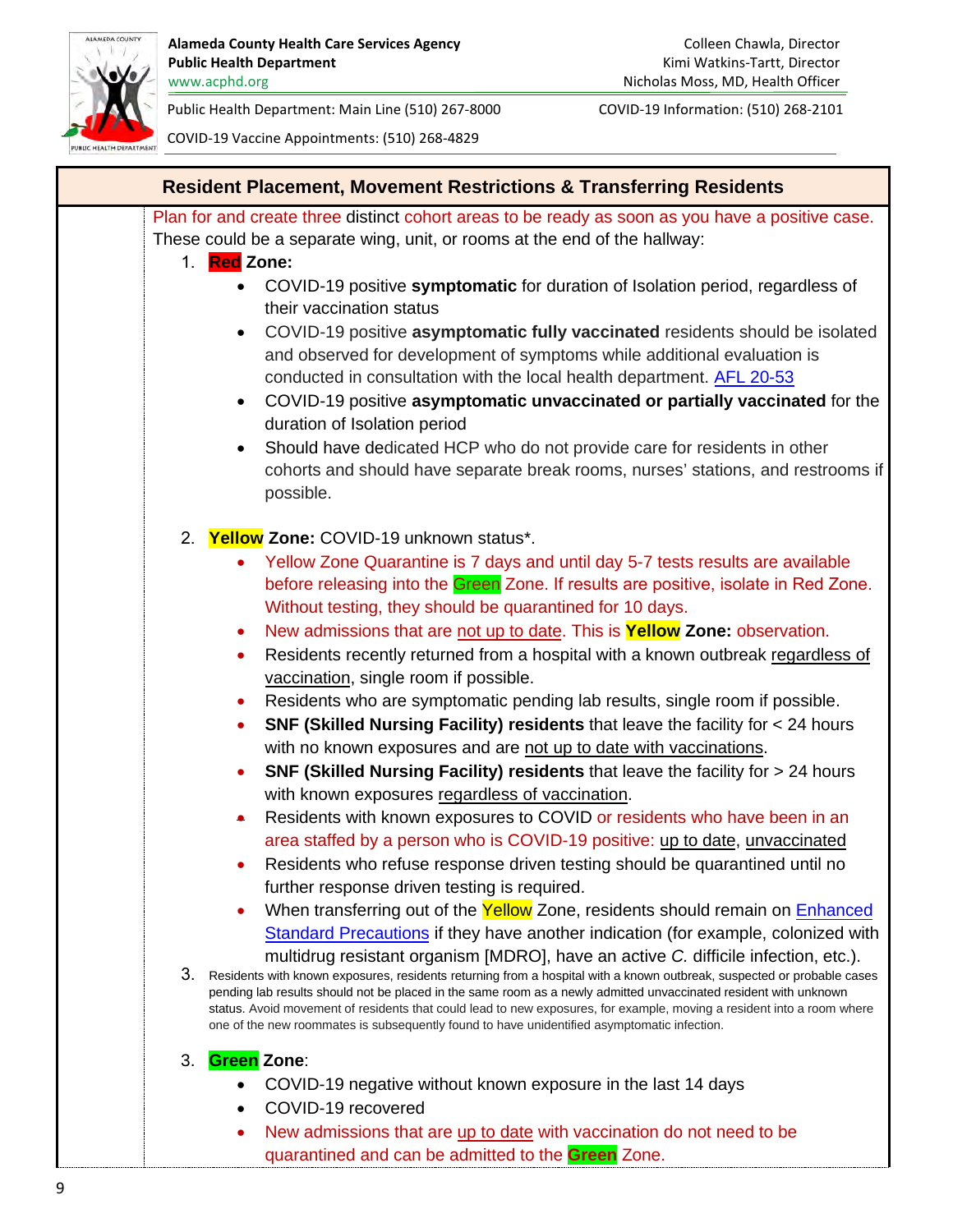## Resident Placement, Movement Restrictions & Transferring Residents

Plan for and create three distinct cohort areas to be ready as soon as you have a positive case. These could be a separate wing, unit, or rooms at the end of the hallway:

1. **Red Zone:**
   - COVID-19 positive **symptomatic** for duration of Isolation period, regardless of their vaccination status
   - COVID-19 positive **asymptomatic fully vaccinated** residents should be isolated and observed for development of symptoms while additional evaluation is conducted in consultation with the local health department. AFL 20-53
   - COVID-19 positive **asymptomatic unvaccinated or partially vaccinated** for the duration of Isolation period
   - Should have dedicated HCP who do not provide care for residents in other cohorts and should have separate break rooms, nurses' stations, and restrooms if possible.

2. **Yellow Zone:** COVID-19 unknown status*.
   - Yellow Zone Quarantine is 7 days and until day 5-7 tests results are available before releasing into the Green Zone. If results are positive, isolate in Red Zone. Without testing, they should be quarantined for 10 days.
   - New admissions that are not up to date. This is **Yellow Zone:** observation.
   - Residents recently returned from a hospital with a known outbreak regardless of vaccination, single room if possible.
   - Residents who are symptomatic pending lab results, single room if possible.
   - **SNF (Skilled Nursing Facility) residents** that leave the facility for < 24 hours with no known exposures and are not up to date with vaccinations.
   - **SNF (Skilled Nursing Facility) residents** that leave the facility for > 24 hours with known exposures regardless of vaccination.
   - Residents with known exposures to COVID or residents who have been in an area staffed by a person who is COVID-19 positive: up to date, unvaccinated
   - Residents who refuse response driven testing should be quarantined until no further response driven testing is required.
   - When transferring out of the Yellow Zone, residents should remain on Enhanced Standard Precautions if they have another indication (for example, colonized with multidrug resistant organism [MDRO], have an active *C.* difficile infection, etc.).

3. Residents with known exposures, residents returning from a hospital with a known outbreak, suspected or probable cases pending lab results should not be placed in the same room as a newly admitted unvaccinated resident with unknown status. Avoid movement of residents that could lead to new exposures, for example, moving a resident into a room where one of the new roommates is subsequently found to have unidentified asymptomatic infection.

3. **Green Zone**:
   - COVID-19 negative without known exposure in the last 14 days
   - COVID-19 recovered
   - New admissions that are up to date with vaccination do not need to be quarantined and can be admitted to the **Green** Zone.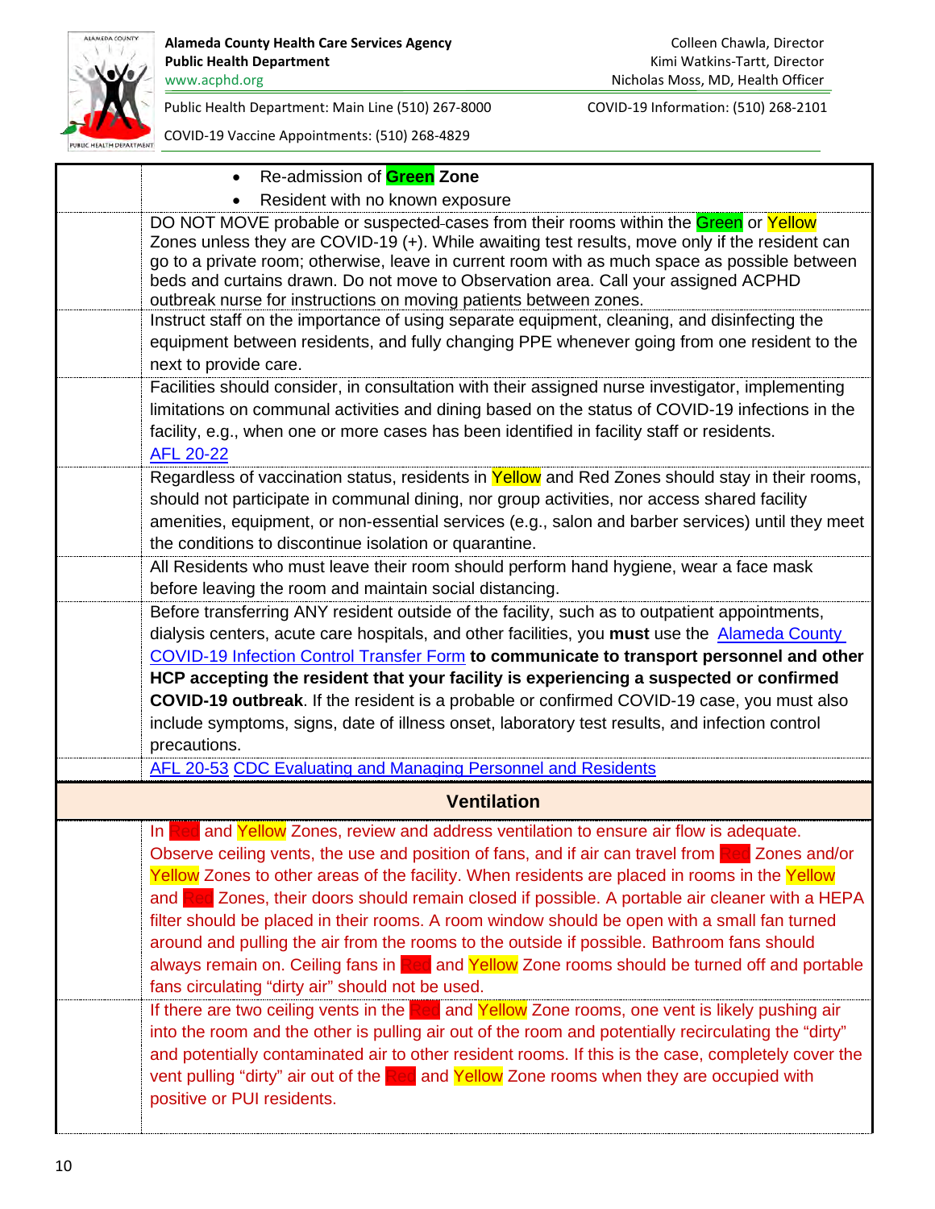| | |
|---|---|
| | • Re-admission of **Green Zone**<br>• Resident with no known exposure |
| | DO NOT MOVE probable or suspected cases from their rooms within the Green or Yellow Zones unless they are COVID-19 (+). While awaiting test results, move only if the resident can go to a private room; otherwise, leave in current room with as much space as possible between beds and curtains drawn. Do not move to Observation area. Call your assigned ACPHD outbreak nurse for instructions on moving patients between zones. |
| | Instruct staff on the importance of using separate equipment, cleaning, and disinfecting the equipment between residents, and fully changing PPE whenever going from one resident to the next to provide care. |
| | Facilities should consider, in consultation with their assigned nurse investigator, implementing limitations on communal activities and dining based on the status of COVID-19 infections in the facility, e.g., when one or more cases has been identified in facility staff or residents.<br>AFL 20-22 |
| | Regardless of vaccination status, residents in Yellow and Red Zones should stay in their rooms, should not participate in communal dining, nor group activities, nor access shared facility amenities, equipment, or non-essential services (e.g., salon and barber services) until they meet the conditions to discontinue isolation or quarantine. |
| | All Residents who must leave their room should perform hand hygiene, wear a face mask before leaving the room and maintain social distancing. |
| | Before transferring ANY resident outside of the facility, such as to outpatient appointments, dialysis centers, acute care hospitals, and other facilities, you **must** use the Alameda County COVID-19 Infection Control Transfer Form **to communicate to transport personnel and other HCP accepting the resident that your facility is experiencing a suspected or confirmed COVID-19 outbreak**. If the resident is a probable or confirmed COVID-19 case, you must also include symptoms, signs, date of illness onset, laboratory test results, and infection control precautions. |
| | AFL 20-53 CDC Evaluating and Managing Personnel and Residents |
| | **Ventilation** |
| | In Red and Yellow Zones, review and address ventilation to ensure air flow is adequate. Observe ceiling vents, the use and position of fans, and if air can travel from Red Zones and/or Yellow Zones to other areas of the facility. When residents are placed in rooms in the Yellow and Red Zones, their doors should remain closed if possible. A portable air cleaner with a HEPA filter should be placed in their rooms. A room window should be open with a small fan turned around and pulling the air from the rooms to the outside if possible. Bathroom fans should always remain on. Ceiling fans in Red and Yellow Zone rooms should be turned off and portable fans circulating "dirty air" should not be used. |
| | If there are two ceiling vents in the Red and Yellow Zone rooms, one vent is likely pushing air into the room and the other is pulling air out of the room and potentially recirculating the "dirty" and potentially contaminated air to other resident rooms. If this is the case, completely cover the vent pulling "dirty" air out of the Red and Yellow Zone rooms when they are occupied with positive or PUI residents. |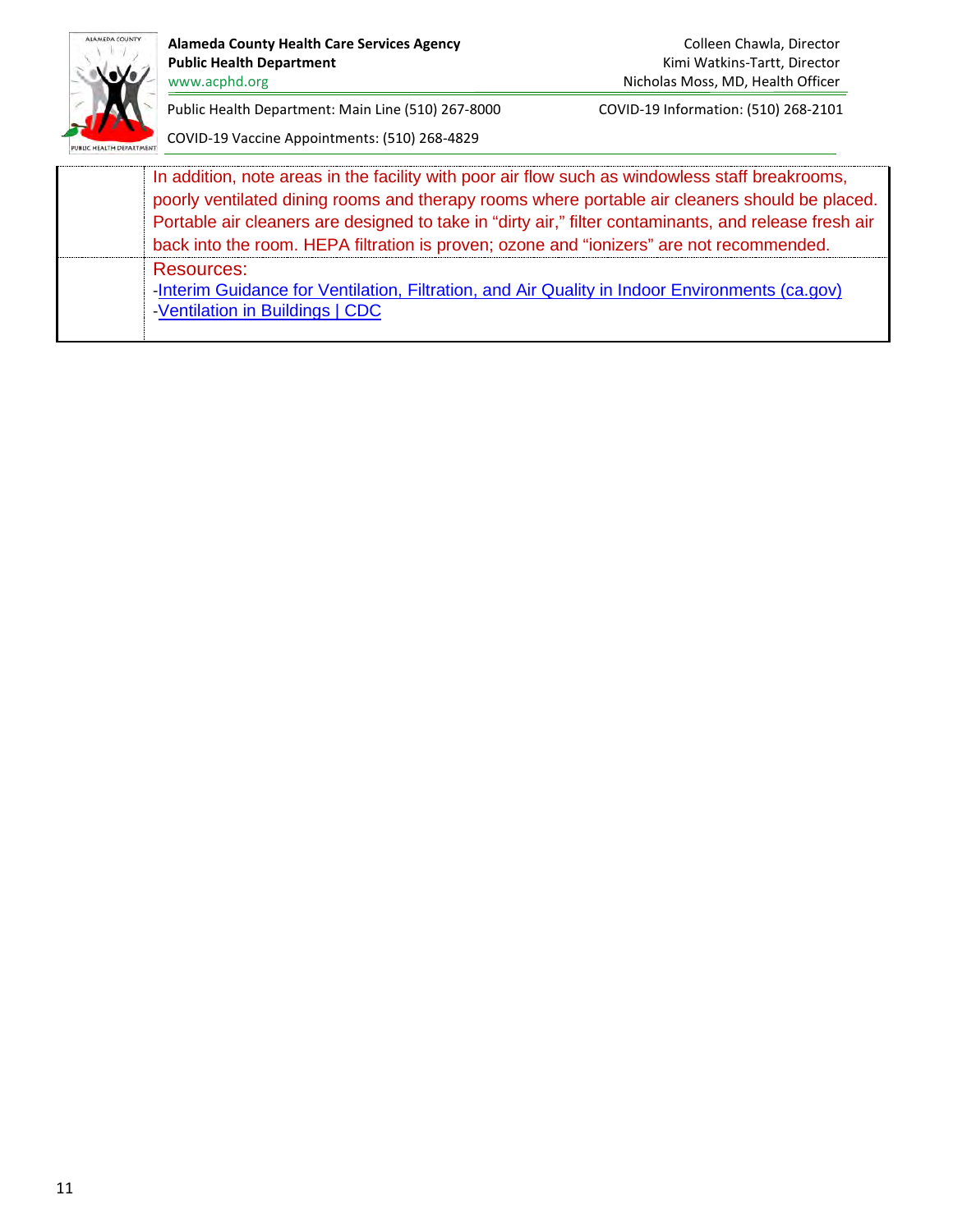| | |
|---|---|
| | In addition, note areas in the facility with poor air flow such as windowless staff breakrooms, poorly ventilated dining rooms and therapy rooms where portable air cleaners should be placed. Portable air cleaners are designed to take in "dirty air," filter contaminants, and release fresh air back into the room. HEPA filtration is proven; ozone and "ionizers" are not recommended. |
| | Resources:<br>-Interim Guidance for Ventilation, Filtration, and Air Quality in Indoor Environments (ca.gov)<br>-Ventilation in Buildings \| CDC |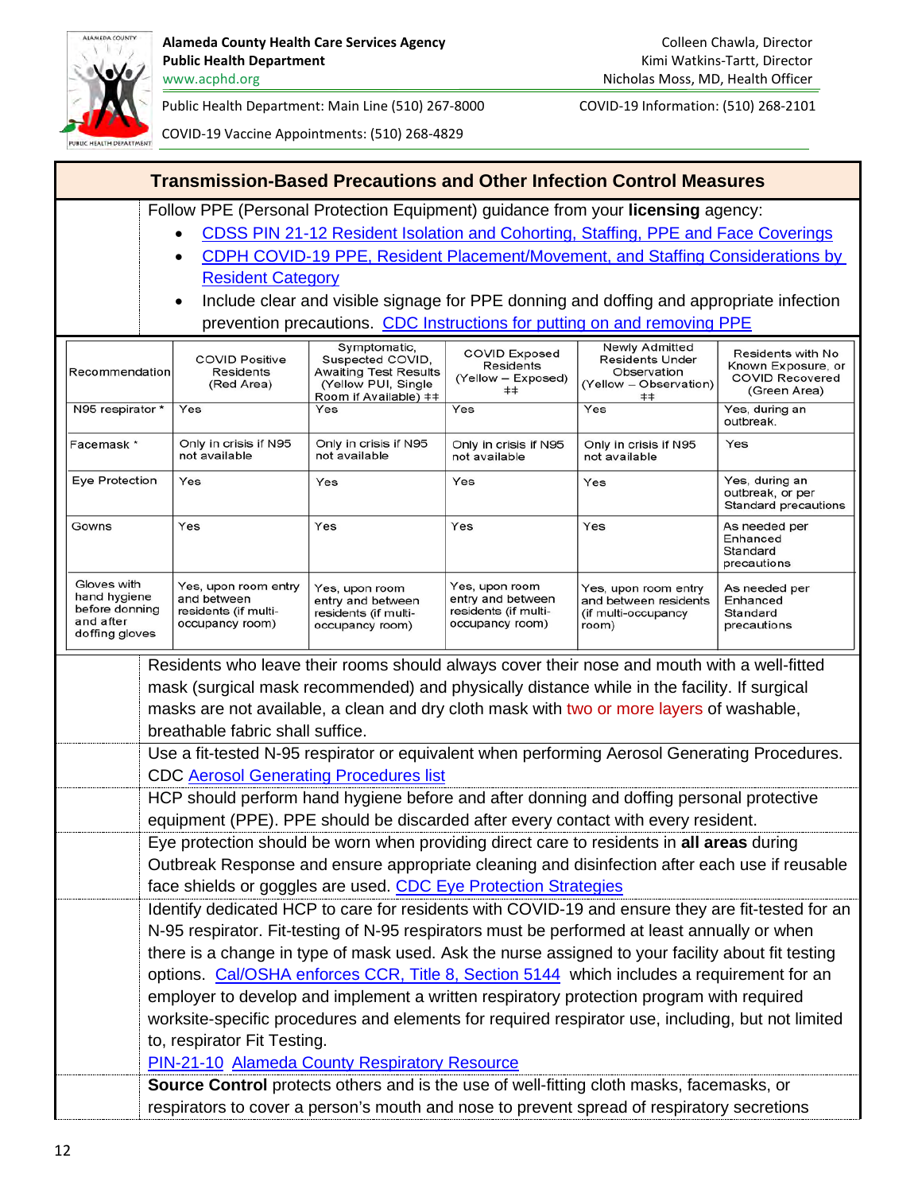**Alameda County Health Care Services Agency**
**Public Health Department**
www.acphd.org

Colleen Chawla, Director
Kimi Watkins-Tartt, Director
Nicholas Moss, MD, Health Officer

Public Health Department: Main Line (510) 267-8000
COVID-19 Information: (510) 268-2101
COVID-19 Vaccine Appointments: (510) 268-4829

## Transmission-Based Precautions and Other Infection Control Measures

Follow PPE (Personal Protection Equipment) guidance from your **licensing** agency:

- CDSS PIN 21-12 Resident Isolation and Cohorting, Staffing, PPE and Face Coverings
- CDPH COVID-19 PPE, Resident Placement/Movement, and Staffing Considerations by Resident Category
- Include clear and visible signage for PPE donning and doffing and appropriate infection prevention precautions. CDC Instructions for putting on and removing PPE

| Recommendation | COVID Positive Residents (Red Area) | Symptomatic, Suspected COVID, Awaiting Test Results (Yellow PUI, Single Room if Available) ‡‡ | COVID Exposed Residents (Yellow – Exposed) ‡‡ | Newly Admitted Residents Under Observation (Yellow – Observation) ‡‡ | Residents with No Known Exposure, or COVID Recovered (Green Area) |
|---|---|---|---|---|---|
| N95 respirator * | Yes | Yes | Yes | Yes | Yes, during an outbreak. |
| Facemask * | Only in crisis if N95 not available | Only in crisis if N95 not available | Only in crisis if N95 not available | Only in crisis if N95 not available | Yes |
| Eye Protection | Yes | Yes | Yes | Yes | Yes, during an outbreak, or per Standard precautions |
| Gowns | Yes | Yes | Yes | Yes | As needed per Enhanced Standard precautions |
| Gloves with hand hygiene before donning and after doffing gloves | Yes, upon room entry and between residents (if multi-occupancy room) | Yes, upon room entry and between residents (if multi-occupancy room) | Yes, upon room entry and between residents (if multi-occupancy room) | Yes, upon room entry and between residents (if multi-occupancy room) | As needed per Enhanced Standard precautions |

Residents who leave their rooms should always cover their nose and mouth with a well-fitted mask (surgical mask recommended) and physically distance while in the facility. If surgical masks are not available, a clean and dry cloth mask with two or more layers of washable, breathable fabric shall suffice.

Use a fit-tested N-95 respirator or equivalent when performing Aerosol Generating Procedures. CDC Aerosol Generating Procedures list

HCP should perform hand hygiene before and after donning and doffing personal protective equipment (PPE). PPE should be discarded after every contact with every resident.

Eye protection should be worn when providing direct care to residents in **all areas** during Outbreak Response and ensure appropriate cleaning and disinfection after each use if reusable face shields or goggles are used. CDC Eye Protection Strategies

Identify dedicated HCP to care for residents with COVID-19 and ensure they are fit-tested for an N-95 respirator. Fit-testing of N-95 respirators must be performed at least annually or when there is a change in type of mask used. Ask the nurse assigned to your facility about fit testing options. Cal/OSHA enforces CCR, Title 8, Section 5144 which includes a requirement for an employer to develop and implement a written respiratory protection program with required worksite-specific procedures and elements for required respirator use, including, but not limited to, respirator Fit Testing.
PIN-21-10 Alameda County Respiratory Resource

**Source Control** protects others and is the use of well-fitting cloth masks, facemasks, or respirators to cover a person's mouth and nose to prevent spread of respiratory secretions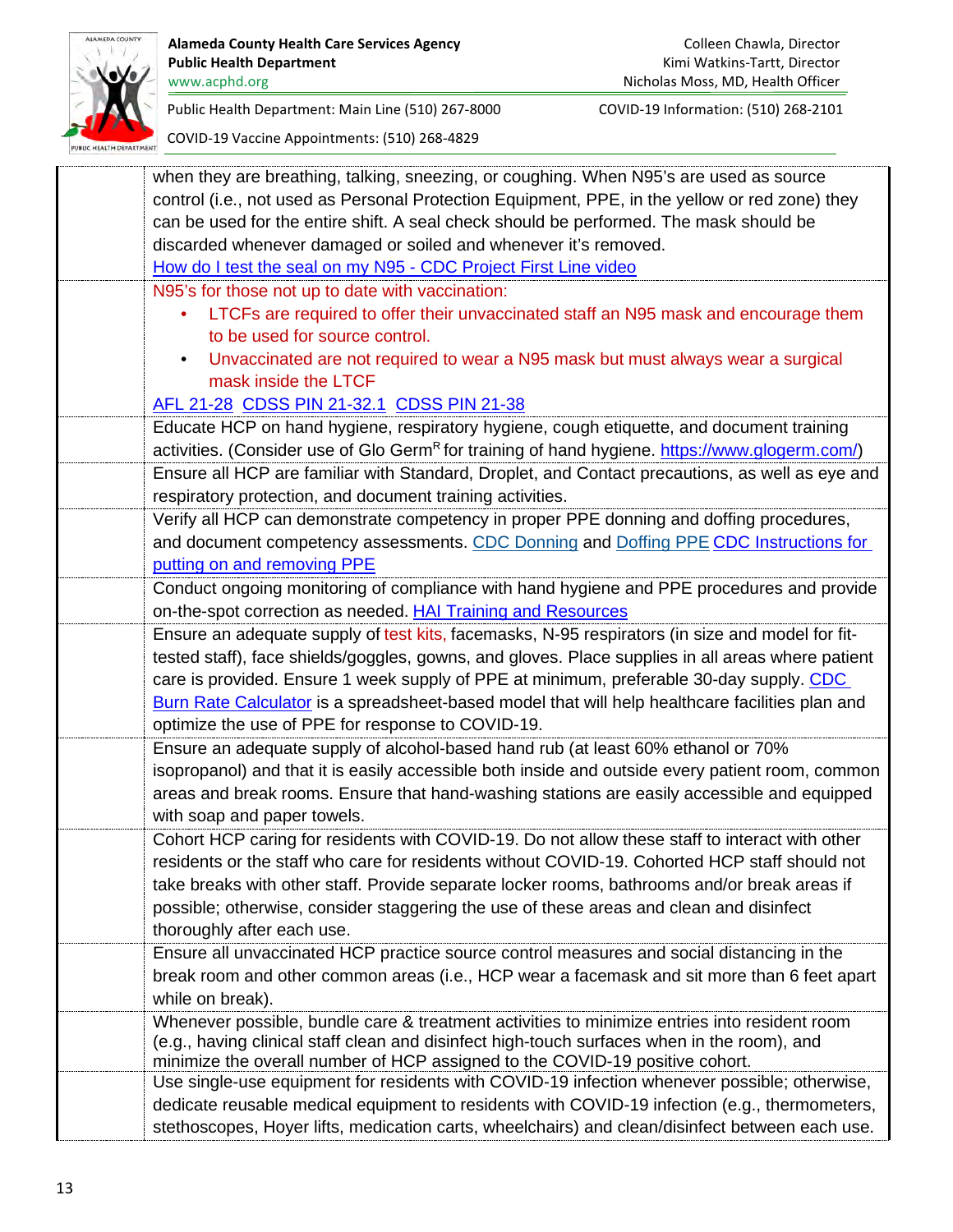| | |
|---|---|
| | when they are breathing, talking, sneezing, or coughing. When N95's are used as source control (i.e., not used as Personal Protection Equipment, PPE, in the yellow or red zone) they can be used for the entire shift. A seal check should be performed. The mask should be discarded whenever damaged or soiled and whenever it's removed. [How do I test the seal on my N95 - CDC Project First Line video] |
| | N95's for those not up to date with vaccination: • LTCFs are required to offer their unvaccinated staff an N95 mask and encourage them to be used for source control. • Unvaccinated are not required to wear a N95 mask but must always wear a surgical mask inside the LTCF [AFL 21-28] [CDSS PIN 21-32.1] [CDSS PIN 21-38] |
| | Educate HCP on hand hygiene, respiratory hygiene, cough etiquette, and document training activities. (Consider use of Glo Germ[R] for training of hand hygiene. https://www.glogerm.com/) |
| | Ensure all HCP are familiar with Standard, Droplet, and Contact precautions, as well as eye and respiratory protection, and document training activities. |
| | Verify all HCP can demonstrate competency in proper PPE donning and doffing procedures, and document competency assessments. [CDC Donning] and [Doffing PPE] [CDC Instructions for putting on and removing PPE] |
| | Conduct ongoing monitoring of compliance with hand hygiene and PPE procedures and provide on-the-spot correction as needed. [HAI Training and Resources] |
| | Ensure an adequate supply of test kits, facemasks, N-95 respirators (in size and model for fit-tested staff), face shields/goggles, gowns, and gloves. Place supplies in all areas where patient care is provided. Ensure 1 week supply of PPE at minimum, preferable 30-day supply. [CDC Burn Rate Calculator] is a spreadsheet-based model that will help healthcare facilities plan and optimize the use of PPE for response to COVID-19. |
| | Ensure an adequate supply of alcohol-based hand rub (at least 60% ethanol or 70% isopropanol) and that it is easily accessible both inside and outside every patient room, common areas and break rooms. Ensure that hand-washing stations are easily accessible and equipped with soap and paper towels. |
| | Cohort HCP caring for residents with COVID-19. Do not allow these staff to interact with other residents or the staff who care for residents without COVID-19. Cohorted HCP staff should not take breaks with other staff. Provide separate locker rooms, bathrooms and/or break areas if possible; otherwise, consider staggering the use of these areas and clean and disinfect thoroughly after each use. |
| | Ensure all unvaccinated HCP practice source control measures and social distancing in the break room and other common areas (i.e., HCP wear a facemask and sit more than 6 feet apart while on break). |
| | Whenever possible, bundle care & treatment activities to minimize entries into resident room (e.g., having clinical staff clean and disinfect high-touch surfaces when in the room), and minimize the overall number of HCP assigned to the COVID-19 positive cohort. |
| | Use single-use equipment for residents with COVID-19 infection whenever possible; otherwise, dedicate reusable medical equipment to residents with COVID-19 infection (e.g., thermometers, stethoscopes, Hoyer lifts, medication carts, wheelchairs) and clean/disinfect between each use. |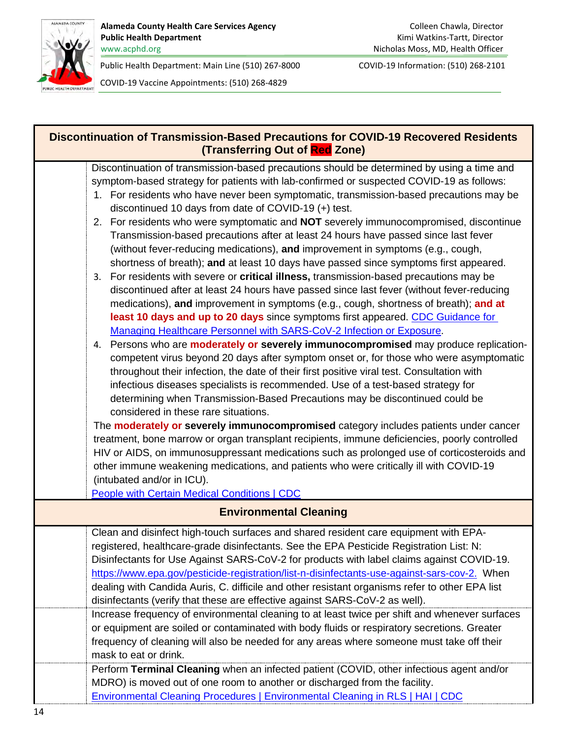**Alameda County Health Care Services Agency**
**Public Health Department**
www.acphd.org

Colleen Chawla, Director
Kimi Watkins-Tartt, Director
Nicholas Moss, MD, Health Officer

Public Health Department: Main Line (510) 267-8000
COVID-19 Information: (510) 268-2101
COVID-19 Vaccine Appointments: (510) 268-4829

## Discontinuation of Transmission-Based Precautions for COVID-19 Recovered Residents (Transferring Out of Red Zone)

Discontinuation of transmission-based precautions should be determined by using a time and symptom-based strategy for patients with lab-confirmed or suspected COVID-19 as follows:

1. For residents who have never been symptomatic, transmission-based precautions may be discontinued 10 days from date of COVID-19 (+) test.
2. For residents who were symptomatic and **NOT** severely immunocompromised, discontinue Transmission-based precautions after at least 24 hours have passed since last fever (without fever-reducing medications), **and** improvement in symptoms (e.g., cough, shortness of breath); **and** at least 10 days have passed since symptoms first appeared.
3. For residents with severe or **critical illness,** transmission-based precautions may be discontinued after at least 24 hours have passed since last fever (without fever-reducing medications), **and** improvement in symptoms (e.g., cough, shortness of breath); **and at least 10 days and up to 20 days** since symptoms first appeared. [CDC Guidance for Managing Healthcare Personnel with SARS-CoV-2 Infection or Exposure](#).
4. Persons who are **moderately or severely immunocompromised** may produce replication-competent virus beyond 20 days after symptom onset or, for those who were asymptomatic throughout their infection, the date of their first positive viral test. Consultation with infectious diseases specialists is recommended. Use of a test-based strategy for determining when Transmission-Based Precautions may be discontinued could be considered in these rare situations.

The **moderately or severely immunocompromised** category includes patients under cancer treatment, bone marrow or organ transplant recipients, immune deficiencies, poorly controlled HIV or AIDS, on immunosuppressant medications such as prolonged use of corticosteroids and other immune weakening medications, and patients who were critically ill with COVID-19 (intubated and/or in ICU).

[People with Certain Medical Conditions | CDC](#)

## Environmental Cleaning

Clean and disinfect high-touch surfaces and shared resident care equipment with EPA-registered, healthcare-grade disinfectants. See the EPA Pesticide Registration List: N: Disinfectants for Use Against SARS-CoV-2 for products with label claims against COVID-19. https://www.epa.gov/pesticide-registration/list-n-disinfectants-use-against-sars-cov-2. When dealing with Candida Auris, C. difficile and other resistant organisms refer to other EPA list disinfectants (verify that these are effective against SARS-CoV-2 as well).

Increase frequency of environmental cleaning to at least twice per shift and whenever surfaces or equipment are soiled or contaminated with body fluids or respiratory secretions. Greater frequency of cleaning will also be needed for any areas where someone must take off their mask to eat or drink.

Perform **Terminal Cleaning** when an infected patient (COVID, other infectious agent and/or MDRO) is moved out of one room to another or discharged from the facility.
[Environmental Cleaning Procedures | Environmental Cleaning in RLS | HAI | CDC](#)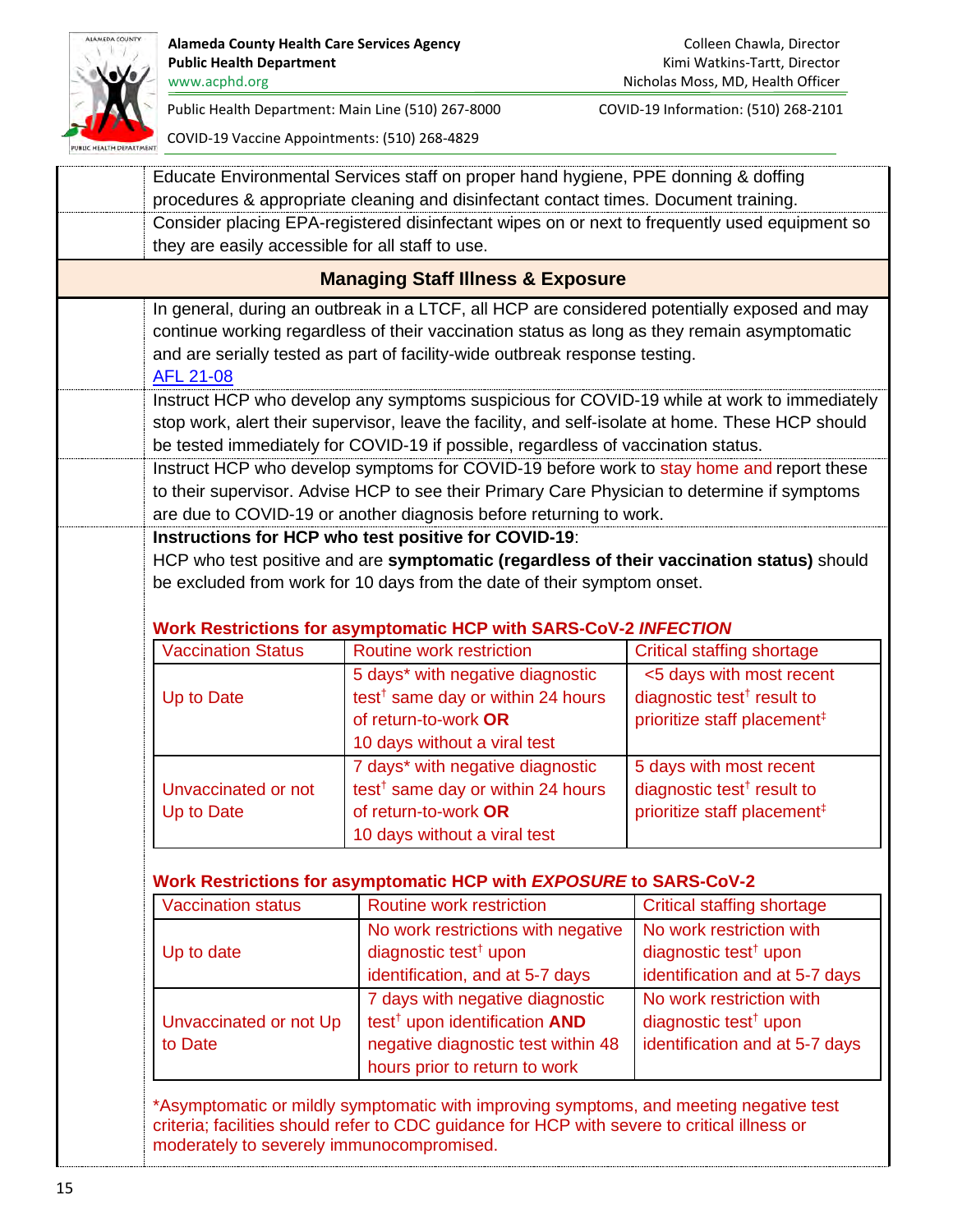Educate Environmental Services staff on proper hand hygiene, PPE donning & doffing procedures & appropriate cleaning and disinfectant contact times. Document training.

Consider placing EPA-registered disinfectant wipes on or next to frequently used equipment so they are easily accessible for all staff to use.

## Managing Staff Illness & Exposure

In general, during an outbreak in a LTCF, all HCP are considered potentially exposed and may continue working regardless of their vaccination status as long as they remain asymptomatic and are serially tested as part of facility-wide outbreak response testing.
AFL 21-08

Instruct HCP who develop any symptoms suspicious for COVID-19 while at work to immediately stop work, alert their supervisor, leave the facility, and self-isolate at home. These HCP should be tested immediately for COVID-19 if possible, regardless of vaccination status.

Instruct HCP who develop symptoms for COVID-19 before work to stay home and report these to their supervisor. Advise HCP to see their Primary Care Physician to determine if symptoms are due to COVID-19 or another diagnosis before returning to work.

**Instructions for HCP who test positive for COVID-19**:
HCP who test positive and are **symptomatic (regardless of their vaccination status)** should be excluded from work for 10 days from the date of their symptom onset.

**Work Restrictions for asymptomatic HCP with SARS-CoV-2 *INFECTION***

| Vaccination Status | Routine work restriction | Critical staffing shortage |
|---|---|---|
| Up to Date | 5 days* with negative diagnostic test† same day or within 24 hours of return-to-work **OR** 10 days without a viral test | <5 days with most recent diagnostic test† result to prioritize staff placement‡ |
| Unvaccinated or not Up to Date | 7 days* with negative diagnostic test† same day or within 24 hours of return-to-work **OR** 10 days without a viral test | 5 days with most recent diagnostic test† result to prioritize staff placement‡ |

**Work Restrictions for asymptomatic HCP with *EXPOSURE* to SARS-CoV-2**

| Vaccination status | Routine work restriction | Critical staffing shortage |
|---|---|---|
| Up to date | No work restrictions with negative diagnostic test† upon identification, and at 5-7 days | No work restriction with diagnostic test† upon identification and at 5-7 days |
| Unvaccinated or not Up to Date | 7 days with negative diagnostic test† upon identification **AND** negative diagnostic test within 48 hours prior to return to work | No work restriction with diagnostic test† upon identification and at 5-7 days |

*Asymptomatic or mildly symptomatic with improving symptoms, and meeting negative test criteria; facilities should refer to CDC guidance for HCP with severe to critical illness or moderately to severely immunocompromised.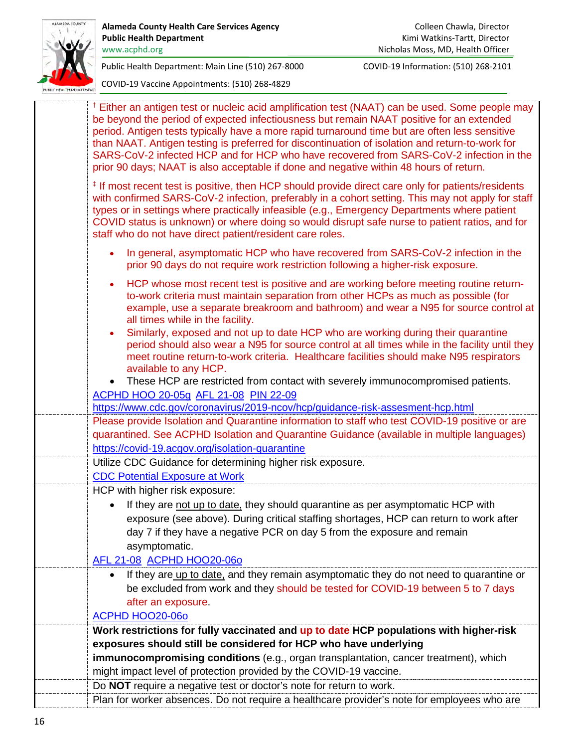| | |
|---|---|
| | † Either an antigen test or nucleic acid amplification test (NAAT) can be used. Some people may be beyond the period of expected infectiousness but remain NAAT positive for an extended period. Antigen tests typically have a more rapid turnaround time but are often less sensitive than NAAT. Antigen testing is preferred for discontinuation of isolation and return-to-work for SARS-CoV-2 infected HCP and for HCP who have recovered from SARS-CoV-2 infection in the prior 90 days; NAAT is also acceptable if done and negative within 48 hours of return.<br><br>‡ If most recent test is positive, then HCP should provide direct care only for patients/residents with confirmed SARS-CoV-2 infection, preferably in a cohort setting. This may not apply for staff types or in settings where practically infeasible (e.g., Emergency Departments where patient COVID status is unknown) or where doing so would disrupt safe nurse to patient ratios, and for staff who do not have direct patient/resident care roles.<br><br>• In general, asymptomatic HCP who have recovered from SARS-CoV-2 infection in the prior 90 days do not require work restriction following a higher-risk exposure.<br>• HCP whose most recent test is positive and are working before meeting routine return-to-work criteria must maintain separation from other HCPs as much as possible (for example, use a separate breakroom and bathroom) and wear a N95 for source control at all times while in the facility.<br>• Similarly, exposed and not up to date HCP who are working during their quarantine period should also wear a N95 for source control at all times while in the facility until they meet routine return-to-work criteria. Healthcare facilities should make N95 respirators available to any HCP.<br>• These HCP are restricted from contact with severely immunocompromised patients.<br><br>ACPHD HOO 20-05g AFL 21-08 PIN 22-09<br>https://www.cdc.gov/coronavirus/2019-ncov/hcp/guidance-risk-assesment-hcp.html |
| | Please provide Isolation and Quarantine information to staff who test COVID-19 positive or are quarantined. See ACPHD Isolation and Quarantine Guidance (available in multiple languages)<br>https://covid-19.acgov.org/isolation-quarantine |
| | Utilize CDC Guidance for determining higher risk exposure.<br>CDC Potential Exposure at Work |
| | HCP with higher risk exposure:<br>• If they are not up to date, they should quarantine as per asymptomatic HCP with exposure (see above). During critical staffing shortages, HCP can return to work after day 7 if they have a negative PCR on day 5 from the exposure and remain asymptomatic.<br><br>AFL 21-08 ACPHD HOO20-06o |
| | • If they are up to date, and they remain asymptomatic they do not need to quarantine or be excluded from work and they should be tested for COVID-19 between 5 to 7 days after an exposure.<br><br>ACPHD HOO20-06o |
| | **Work restrictions for fully vaccinated and up to date HCP populations with higher-risk exposures should still be considered for HCP who have underlying immunocompromising conditions** (e.g., organ transplantation, cancer treatment), which might impact level of protection provided by the COVID-19 vaccine. |
| | Do **NOT** require a negative test or doctor's note for return to work. |
| | Plan for worker absences. Do not require a healthcare provider's note for employees who are |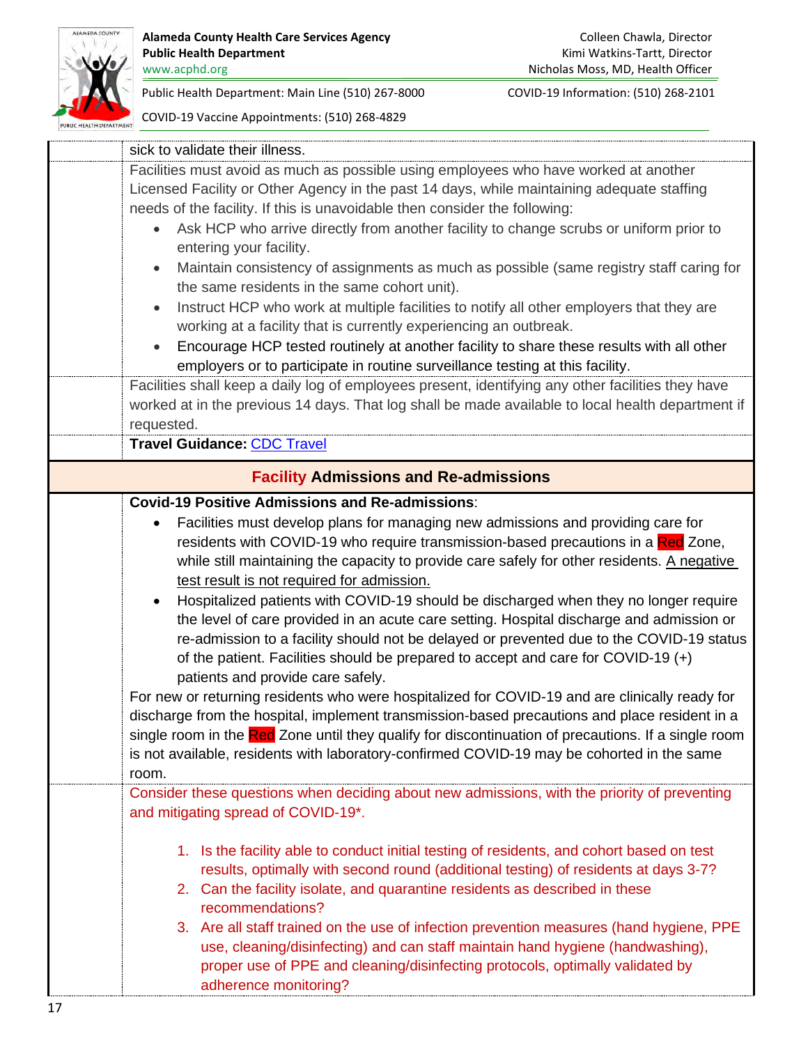sick to validate their illness.

Facilities must avoid as much as possible using employees who have worked at another Licensed Facility or Other Agency in the past 14 days, while maintaining adequate staffing needs of the facility. If this is unavoidable then consider the following:

- Ask HCP who arrive directly from another facility to change scrubs or uniform prior to entering your facility.
- Maintain consistency of assignments as much as possible (same registry staff caring for the same residents in the same cohort unit).
- Instruct HCP who work at multiple facilities to notify all other employers that they are working at a facility that is currently experiencing an outbreak.
- Encourage HCP tested routinely at another facility to share these results with all other employers or to participate in routine surveillance testing at this facility.

Facilities shall keep a daily log of employees present, identifying any other facilities they have worked at in the previous 14 days. That log shall be made available to local health department if requested.

**Travel Guidance:** CDC Travel

## Facility Admissions and Re-admissions

**Covid-19 Positive Admissions and Re-admissions**:

- Facilities must develop plans for managing new admissions and providing care for residents with COVID-19 who require transmission-based precautions in a Red Zone, while still maintaining the capacity to provide care safely for other residents. A negative test result is not required for admission.
- Hospitalized patients with COVID-19 should be discharged when they no longer require the level of care provided in an acute care setting. Hospital discharge and admission or re-admission to a facility should not be delayed or prevented due to the COVID-19 status of the patient. Facilities should be prepared to accept and care for COVID-19 (+) patients and provide care safely.

For new or returning residents who were hospitalized for COVID-19 and are clinically ready for discharge from the hospital, implement transmission-based precautions and place resident in a single room in the Red Zone until they qualify for discontinuation of precautions. If a single room is not available, residents with laboratory-confirmed COVID-19 may be cohorted in the same room.

Consider these questions when deciding about new admissions, with the priority of preventing and mitigating spread of COVID-19*.

1. Is the facility able to conduct initial testing of residents, and cohort based on test results, optimally with second round (additional testing) of residents at days 3-7?
2. Can the facility isolate, and quarantine residents as described in these recommendations?
3. Are all staff trained on the use of infection prevention measures (hand hygiene, PPE use, cleaning/disinfecting) and can staff maintain hand hygiene (handwashing), proper use of PPE and cleaning/disinfecting protocols, optimally validated by adherence monitoring?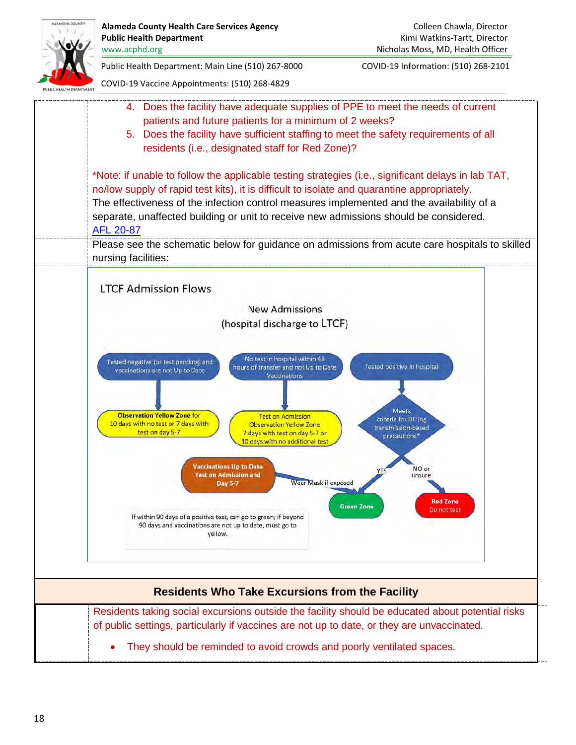4. Does the facility have adequate supplies of PPE to meet the needs of current patients and future patients for a minimum of 2 weeks?
5. Does the facility have sufficient staffing to meet the safety requirements of all residents (i.e., designated staff for Red Zone)?

*Note: if unable to follow the applicable testing strategies (i.e., significant delays in lab TAT, no/low supply of rapid test kits), it is difficult to isolate and quarantine appropriately. The effectiveness of the infection control measures implemented and the availability of a separate, unaffected building or unit to receive new admissions should be considered. AFL 20-87

Please see the schematic below for guidance on admissions from acute care hospitals to skilled nursing facilities:

LTCF Admission Flows

New Admissions
(hospital discharge to LTCF)

- Tested negative (or test pending) and vaccinations are not Up to Date → **Observation Yellow Zone** for 10 days with no test or 7 days with test on day 5-7
- No test in hospital within 48 hours of transfer and not Up to Date Vaccinations → Test on Admission Observation Yellow Zone 7 days with test on day 5-7 or 10 days with no additional test
- Tested positive in hospital → Meets criteria for DC'ing transmission-based precautions*
  - YES → Green Zone
  - NO or unsure → **Red Zone** Do not test
- **Vaccinations Up to Date Test on Admission and Day 5-7** → Wear Mask if exposed → Green Zone

If within 90 days of a positive test, can go to green; if beyond 90 days and vaccinations are not up to date, must go to yellow.

## Residents Who Take Excursions from the Facility

Residents taking social excursions outside the facility should be educated about potential risks of public settings, particularly if vaccines are not up to date, or they are unvaccinated.

- They should be reminded to avoid crowds and poorly ventilated spaces.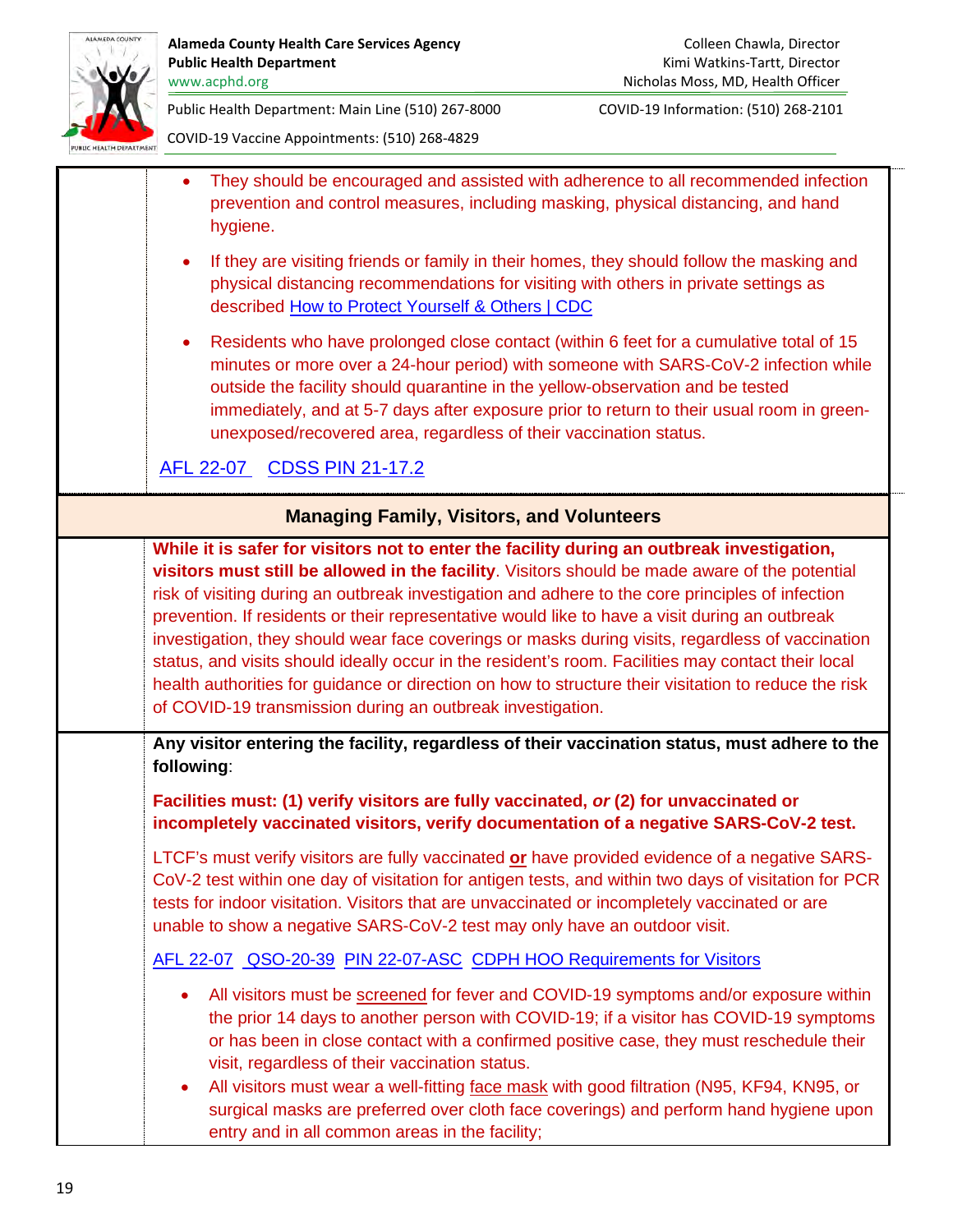- They should be encouraged and assisted with adherence to all recommended infection prevention and control measures, including masking, physical distancing, and hand hygiene.
- If they are visiting friends or family in their homes, they should follow the masking and physical distancing recommendations for visiting with others in private settings as described How to Protect Yourself & Others | CDC
- Residents who have prolonged close contact (within 6 feet for a cumulative total of 15 minutes or more over a 24-hour period) with someone with SARS-CoV-2 infection while outside the facility should quarantine in the yellow-observation and be tested immediately, and at 5-7 days after exposure prior to return to their usual room in green-unexposed/recovered area, regardless of their vaccination status.

AFL 22-07 CDSS PIN 21-17.2

## Managing Family, Visitors, and Volunteers

**While it is safer for visitors not to enter the facility during an outbreak investigation, visitors must still be allowed in the facility**. Visitors should be made aware of the potential risk of visiting during an outbreak investigation and adhere to the core principles of infection prevention. If residents or their representative would like to have a visit during an outbreak investigation, they should wear face coverings or masks during visits, regardless of vaccination status, and visits should ideally occur in the resident's room. Facilities may contact their local health authorities for guidance or direction on how to structure their visitation to reduce the risk of COVID-19 transmission during an outbreak investigation.

**Any visitor entering the facility, regardless of their vaccination status, must adhere to the following**:

**Facilities must: (1) verify visitors are fully vaccinated, *or* (2) for unvaccinated or incompletely vaccinated visitors, verify documentation of a negative SARS-CoV-2 test.**

LTCF's must verify visitors are fully vaccinated **or** have provided evidence of a negative SARS-CoV-2 test within one day of visitation for antigen tests, and within two days of visitation for PCR tests for indoor visitation. Visitors that are unvaccinated or incompletely vaccinated or are unable to show a negative SARS-CoV-2 test may only have an outdoor visit.

AFL 22-07 QSO-20-39 PIN 22-07-ASC CDPH HOO Requirements for Visitors

- All visitors must be screened for fever and COVID-19 symptoms and/or exposure within the prior 14 days to another person with COVID-19; if a visitor has COVID-19 symptoms or has been in close contact with a confirmed positive case, they must reschedule their visit, regardless of their vaccination status.
- All visitors must wear a well-fitting face mask with good filtration (N95, KF94, KN95, or surgical masks are preferred over cloth face coverings) and perform hand hygiene upon entry and in all common areas in the facility;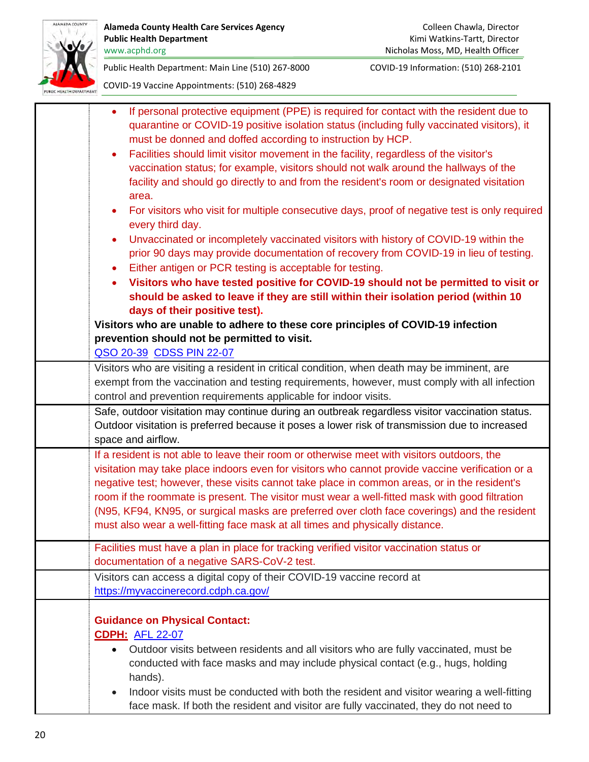| | |
|---|---|
| | - If personal protective equipment (PPE) is required for contact with the resident due to quarantine or COVID-19 positive isolation status (including fully vaccinated visitors), it must be donned and doffed according to instruction by HCP.<br>- Facilities should limit visitor movement in the facility, regardless of the visitor's vaccination status; for example, visitors should not walk around the hallways of the facility and should go directly to and from the resident's room or designated visitation area.<br>- For visitors who visit for multiple consecutive days, proof of negative test is only required every third day.<br>- Unvaccinated or incompletely vaccinated visitors with history of COVID-19 within the prior 90 days may provide documentation of recovery from COVID-19 in lieu of testing.<br>- Either antigen or PCR testing is acceptable for testing.<br>- **Visitors who have tested positive for COVID-19 should not be permitted to visit or should be asked to leave if they are still within their isolation period (within 10 days of their positive test).**<br>**Visitors who are unable to adhere to these core principles of COVID-19 infection prevention should not be permitted to visit.**<br>QSO 20-39 CDSS PIN 22-07 |
| | Visitors who are visiting a resident in critical condition, when death may be imminent, are exempt from the vaccination and testing requirements, however, must comply with all infection control and prevention requirements applicable for indoor visits. |
| | Safe, outdoor visitation may continue during an outbreak regardless visitor vaccination status. Outdoor visitation is preferred because it poses a lower risk of transmission due to increased space and airflow. |
| | If a resident is not able to leave their room or otherwise meet with visitors outdoors, the visitation may take place indoors even for visitors who cannot provide vaccine verification or a negative test; however, these visits cannot take place in common areas, or in the resident's room if the roommate is present. The visitor must wear a well-fitted mask with good filtration (N95, KF94, KN95, or surgical masks are preferred over cloth face coverings) and the resident must also wear a well-fitting face mask at all times and physically distance. |
| | Facilities must have a plan in place for tracking verified visitor vaccination status or documentation of a negative SARS-CoV-2 test. |
| | Visitors can access a digital copy of their COVID-19 vaccine record at https://myvaccinerecord.cdph.ca.gov/ |
| | **Guidance on Physical Contact:**<br>**CDPH:** AFL 22-07<br>- Outdoor visits between residents and all visitors who are fully vaccinated, must be conducted with face masks and may include physical contact (e.g., hugs, holding hands).<br>- Indoor visits must be conducted with both the resident and visitor wearing a well-fitting face mask. If both the resident and visitor are fully vaccinated, they do not need to |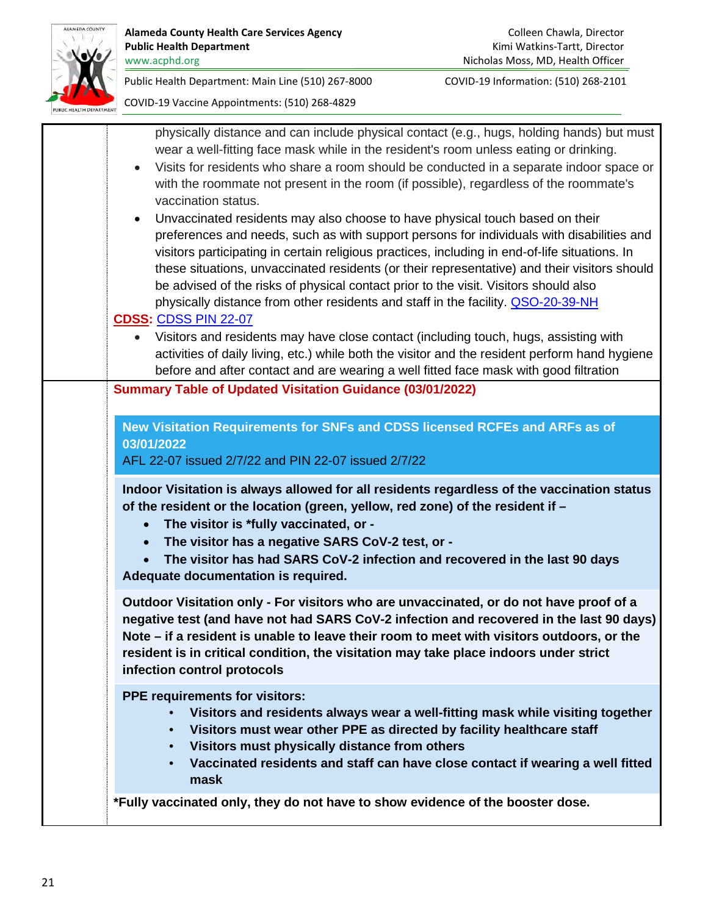physically distance and can include physical contact (e.g., hugs, holding hands) but must wear a well-fitting face mask while in the resident's room unless eating or drinking.

- Visits for residents who share a room should be conducted in a separate indoor space or with the roommate not present in the room (if possible), regardless of the roommate's vaccination status.
- Unvaccinated residents may also choose to have physical touch based on their preferences and needs, such as with support persons for individuals with disabilities and visitors participating in certain religious practices, including in end-of-life situations. In these situations, unvaccinated residents (or their representative) and their visitors should be advised of the risks of physical contact prior to the visit. Visitors should also physically distance from other residents and staff in the facility. QSO-20-39-NH

**CDSS:** CDSS PIN 22-07

- Visitors and residents may have close contact (including touch, hugs, assisting with activities of daily living, etc.) while both the visitor and the resident perform hand hygiene before and after contact and are wearing a well fitted face mask with good filtration

**Summary Table of Updated Visitation Guidance (03/01/2022)**

| **New Visitation Requirements for SNFs and CDSS licensed RCFEs and ARFs as of 03/01/2022**<br>AFL 22-07 issued 2/7/22 and PIN 22-07 issued 2/7/22 |
|---|
| **Indoor Visitation is always allowed for all residents regardless of the vaccination status of the resident or the location (green, yellow, red zone) of the resident if –**<br>• **The visitor is \*fully vaccinated, or -**<br>• **The visitor has a negative SARS CoV-2 test, or -**<br>• **The visitor has had SARS CoV-2 infection and recovered in the last 90 days**<br>**Adequate documentation is required.** |
| **Outdoor Visitation only - For visitors who are unvaccinated, or do not have proof of a negative test (and have not had SARS CoV-2 infection and recovered in the last 90 days)**<br>**Note – if a resident is unable to leave their room to meet with visitors outdoors, or the resident is in critical condition, the visitation may take place indoors under strict infection control protocols** |
| **PPE requirements for visitors:**<br>• **Visitors and residents always wear a well-fitting mask while visiting together**<br>• **Visitors must wear other PPE as directed by facility healthcare staff**<br>• **Visitors must physically distance from others**<br>• **Vaccinated residents and staff can have close contact if wearing a well fitted mask** |

**\*Fully vaccinated only, they do not have to show evidence of the booster dose.**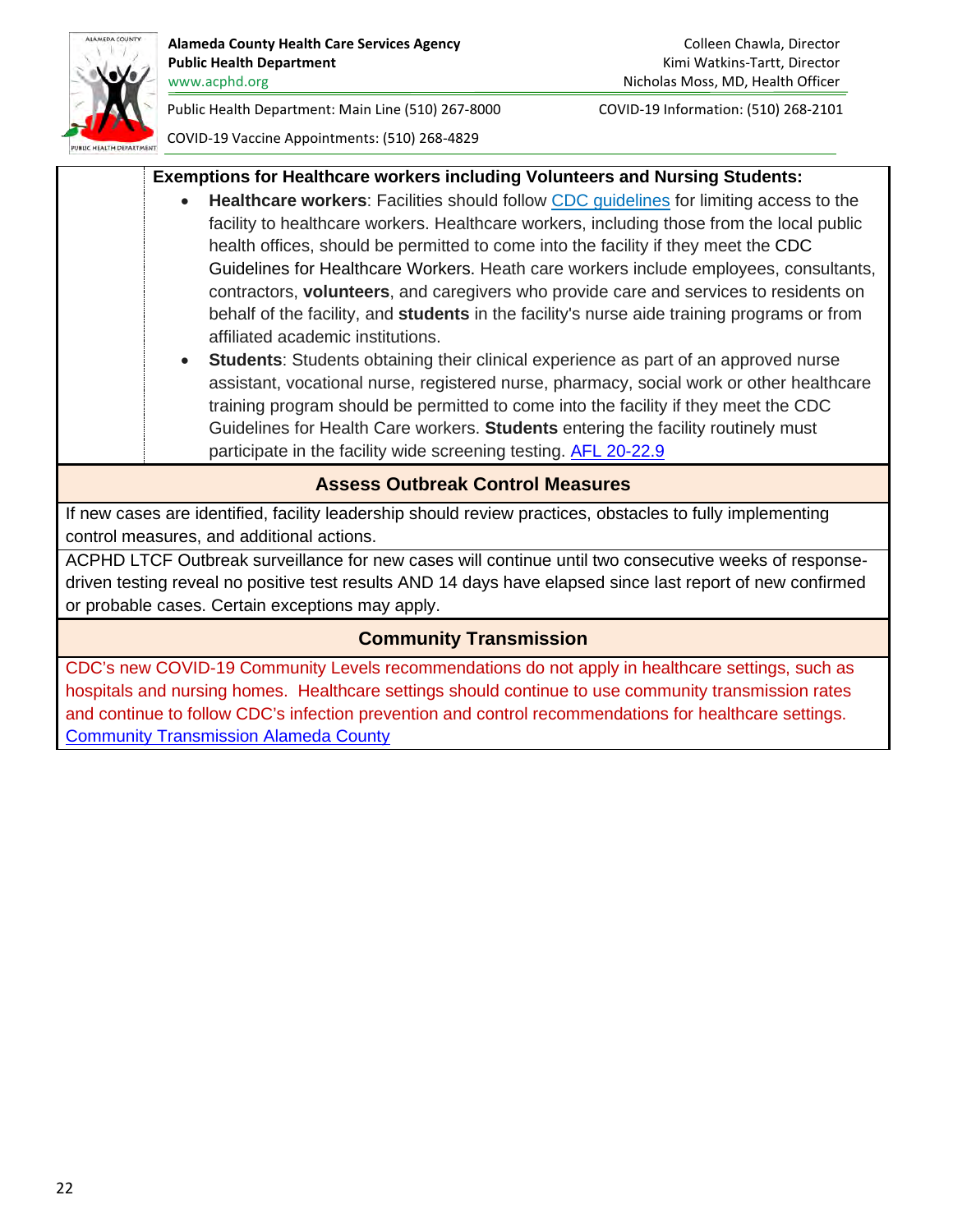**Exemptions for Healthcare workers including Volunteers and Nursing Students:**

- **Healthcare workers**: Facilities should follow CDC guidelines for limiting access to the facility to healthcare workers. Healthcare workers, including those from the local public health offices, should be permitted to come into the facility if they meet the CDC Guidelines for Healthcare Workers. Heath care workers include employees, consultants, contractors, **volunteers**, and caregivers who provide care and services to residents on behalf of the facility, and **students** in the facility's nurse aide training programs or from affiliated academic institutions.
- **Students**: Students obtaining their clinical experience as part of an approved nurse assistant, vocational nurse, registered nurse, pharmacy, social work or other healthcare training program should be permitted to come into the facility if they meet the CDC Guidelines for Health Care workers. **Students** entering the facility routinely must participate in the facility wide screening testing. AFL 20-22.9

## Assess Outbreak Control Measures

If new cases are identified, facility leadership should review practices, obstacles to fully implementing control measures, and additional actions.

ACPHD LTCF Outbreak surveillance for new cases will continue until two consecutive weeks of response-driven testing reveal no positive test results AND 14 days have elapsed since last report of new confirmed or probable cases. Certain exceptions may apply.

## Community Transmission

CDC's new COVID-19 Community Levels recommendations do not apply in healthcare settings, such as hospitals and nursing homes. Healthcare settings should continue to use community transmission rates and continue to follow CDC's infection prevention and control recommendations for healthcare settings. Community Transmission Alameda County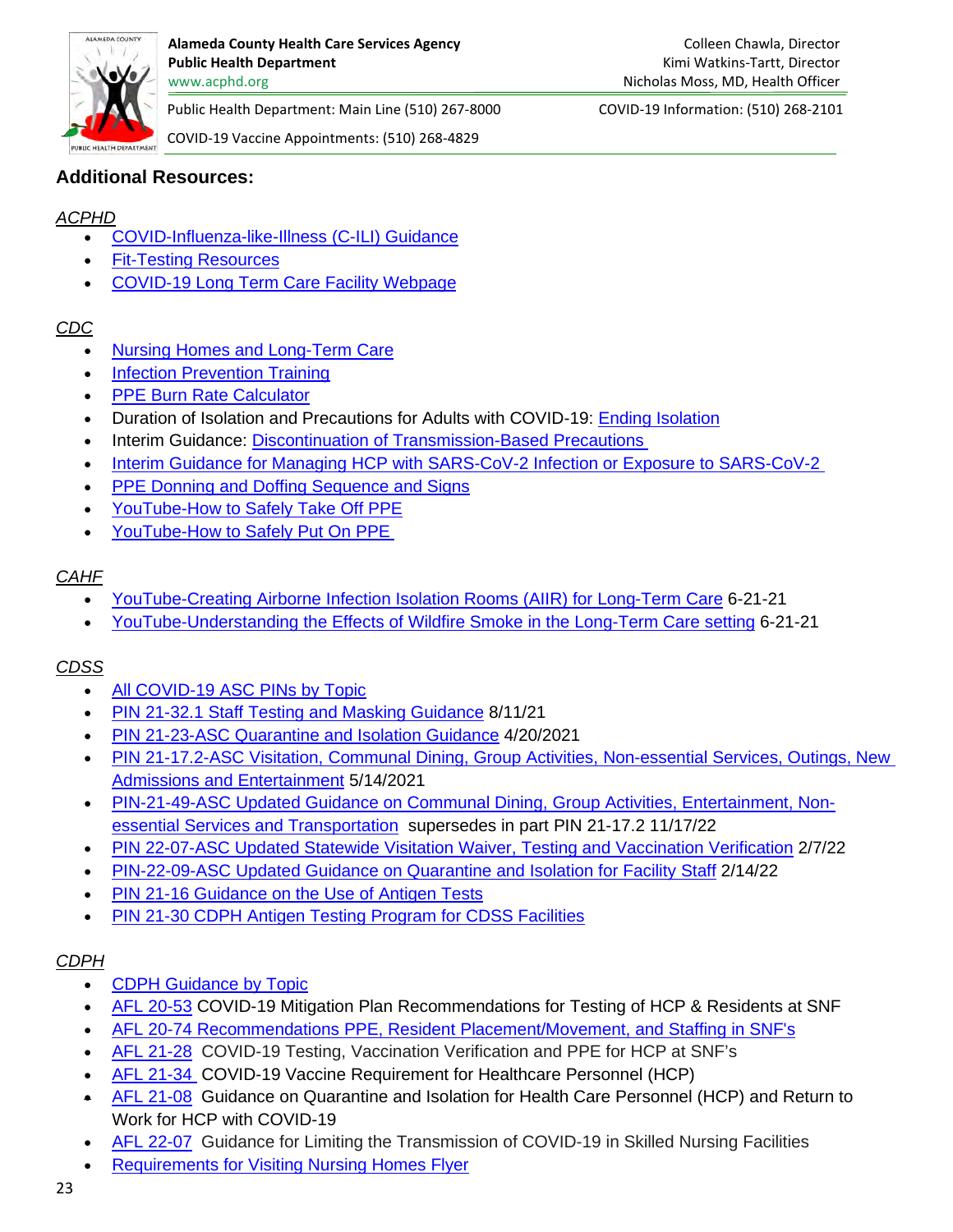## Additional Resources:

*ACPHD*

- COVID-Influenza-like-Illness (C-ILI) Guidance
- Fit-Testing Resources
- COVID-19 Long Term Care Facility Webpage

*CDC*

- Nursing Homes and Long-Term Care
- Infection Prevention Training
- PPE Burn Rate Calculator
- Duration of Isolation and Precautions for Adults with COVID-19: Ending Isolation
- Interim Guidance: Discontinuation of Transmission-Based Precautions
- Interim Guidance for Managing HCP with SARS-CoV-2 Infection or Exposure to SARS-CoV-2
- PPE Donning and Doffing Sequence and Signs
- YouTube-How to Safely Take Off PPE
- YouTube-How to Safely Put On PPE

*CAHF*

- YouTube-Creating Airborne Infection Isolation Rooms (AIIR) for Long-Term Care 6-21-21
- YouTube-Understanding the Effects of Wildfire Smoke in the Long-Term Care setting 6-21-21

*CDSS*

- All COVID-19 ASC PINs by Topic
- PIN 21-32.1 Staff Testing and Masking Guidance 8/11/21
- PIN 21-23-ASC Quarantine and Isolation Guidance 4/20/2021
- PIN 21-17.2-ASC Visitation, Communal Dining, Group Activities, Non-essential Services, Outings, New Admissions and Entertainment 5/14/2021
- PIN-21-49-ASC Updated Guidance on Communal Dining, Group Activities, Entertainment, Non-essential Services and Transportation supersedes in part PIN 21-17.2 11/17/22
- PIN 22-07-ASC Updated Statewide Visitation Waiver, Testing and Vaccination Verification 2/7/22
- PIN-22-09-ASC Updated Guidance on Quarantine and Isolation for Facility Staff 2/14/22
- PIN 21-16 Guidance on the Use of Antigen Tests
- PIN 21-30 CDPH Antigen Testing Program for CDSS Facilities

*CDPH*

- CDPH Guidance by Topic
- AFL 20-53 COVID-19 Mitigation Plan Recommendations for Testing of HCP & Residents at SNF
- AFL 20-74 Recommendations PPE, Resident Placement/Movement, and Staffing in SNF's
- AFL 21-28 COVID-19 Testing, Vaccination Verification and PPE for HCP at SNF's
- AFL 21-34 COVID-19 Vaccine Requirement for Healthcare Personnel (HCP)
- AFL 21-08 Guidance on Quarantine and Isolation for Health Care Personnel (HCP) and Return to Work for HCP with COVID-19
- AFL 22-07 Guidance for Limiting the Transmission of COVID-19 in Skilled Nursing Facilities
- Requirements for Visiting Nursing Homes Flyer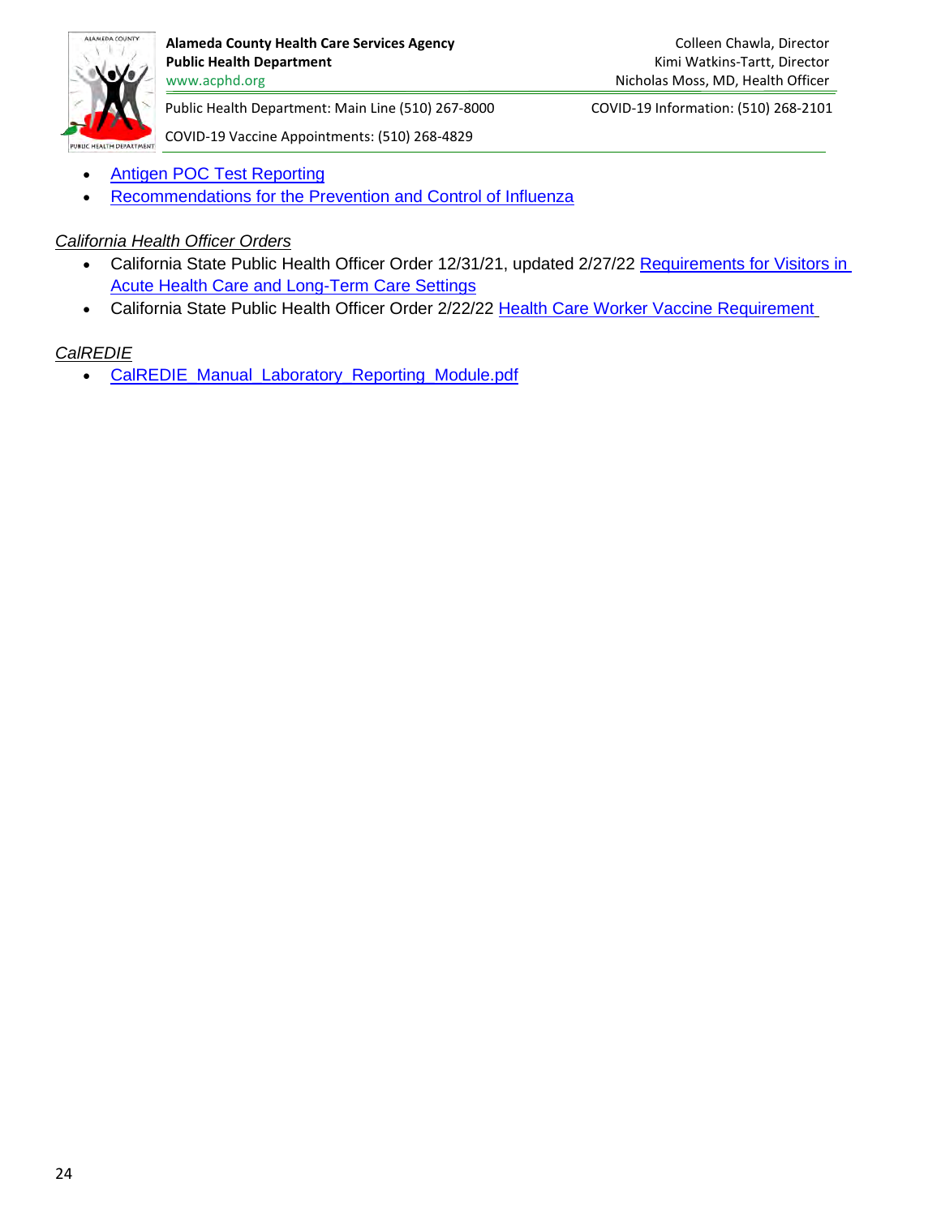- Antigen POC Test Reporting
- Recommendations for the Prevention and Control of Influenza

*California Health Officer Orders*

- California State Public Health Officer Order 12/31/21, updated 2/27/22 Requirements for Visitors in Acute Health Care and Long-Term Care Settings
- California State Public Health Officer Order 2/22/22 Health Care Worker Vaccine Requirement

*CalREDIE*

- CalREDIE_Manual_Laboratory_Reporting_Module.pdf